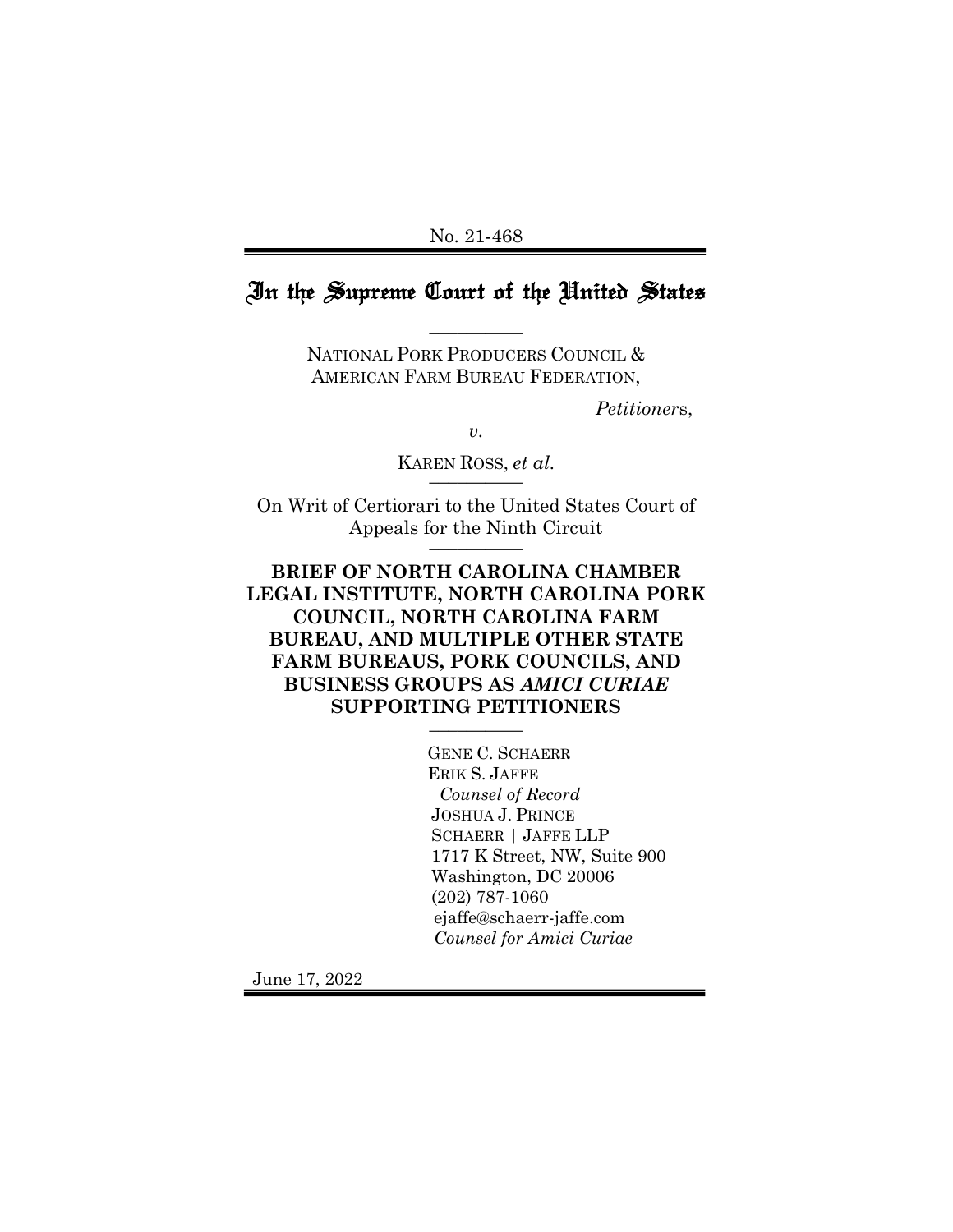No. 21-468

# In the Supreme Court of the United States

NATIONAL PORK PRODUCERS COUNCIL & AMERICAN FARM BUREAU FEDERATION,

*Petitioner*s,

*v.*

KAREN ROSS, *et al.*

On Writ of Certiorari to the United States Court of Appeals for the Ninth Circuit

**BRIEF OF NORTH CAROLINA CHAMBER LEGAL INSTITUTE, NORTH CAROLINA PORK COUNCIL, NORTH CAROLINA FARM BUREAU, AND MULTIPLE OTHER STATE FARM BUREAUS, PORK COUNCILS, AND BUSINESS GROUPS AS *AMICI CURIAE* SUPPORTING PETITIONERS**

GENE C. SCHAERR
ERIK S. JAFFE
*Counsel of Record*
JOSHUA J. PRINCE
SCHAERR | JAFFE LLP
1717 K Street, NW, Suite 900
Washington, DC 20006
(202) 787-1060
ejaffe@schaerr-jaffe.com
*Counsel for Amici Curiae*

June 17, 2022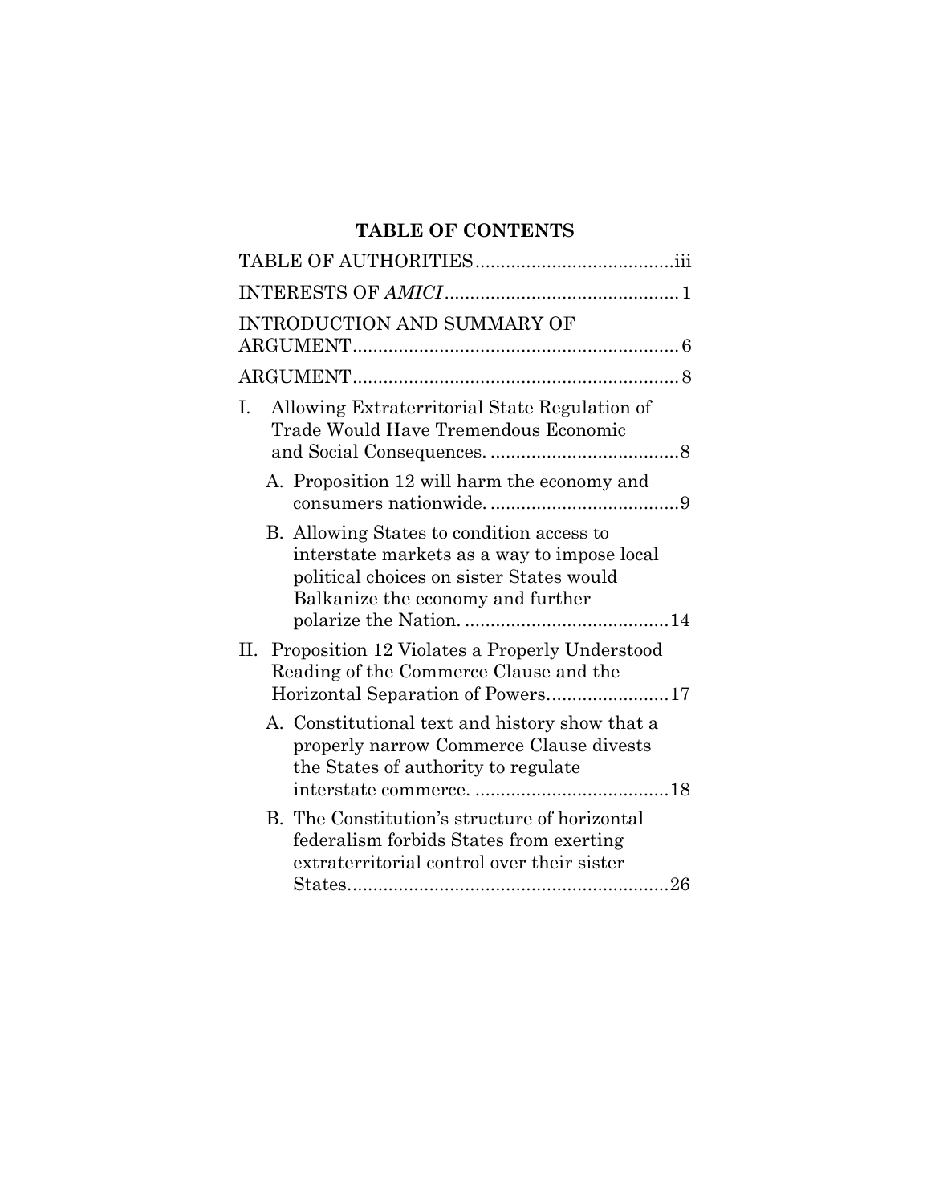**TABLE OF CONTENTS**

| | |
|---|---|
| TABLE OF AUTHORITIES | iii |
| INTERESTS OF *AMICI* | 1 |
| INTRODUCTION AND SUMMARY OF ARGUMENT | 6 |
| ARGUMENT | 8 |
| I. Allowing Extraterritorial State Regulation of Trade Would Have Tremendous Economic and Social Consequences. | 8 |
| A. Proposition 12 will harm the economy and consumers nationwide. | 9 |
| B. Allowing States to condition access to interstate markets as a way to impose local political choices on sister States would Balkanize the economy and further polarize the Nation. | 14 |
| II. Proposition 12 Violates a Properly Understood Reading of the Commerce Clause and the Horizontal Separation of Powers | 17 |
| A. Constitutional text and history show that a properly narrow Commerce Clause divests the States of authority to regulate interstate commerce. | 18 |
| B. The Constitution's structure of horizontal federalism forbids States from exerting extraterritorial control over their sister States | 26 |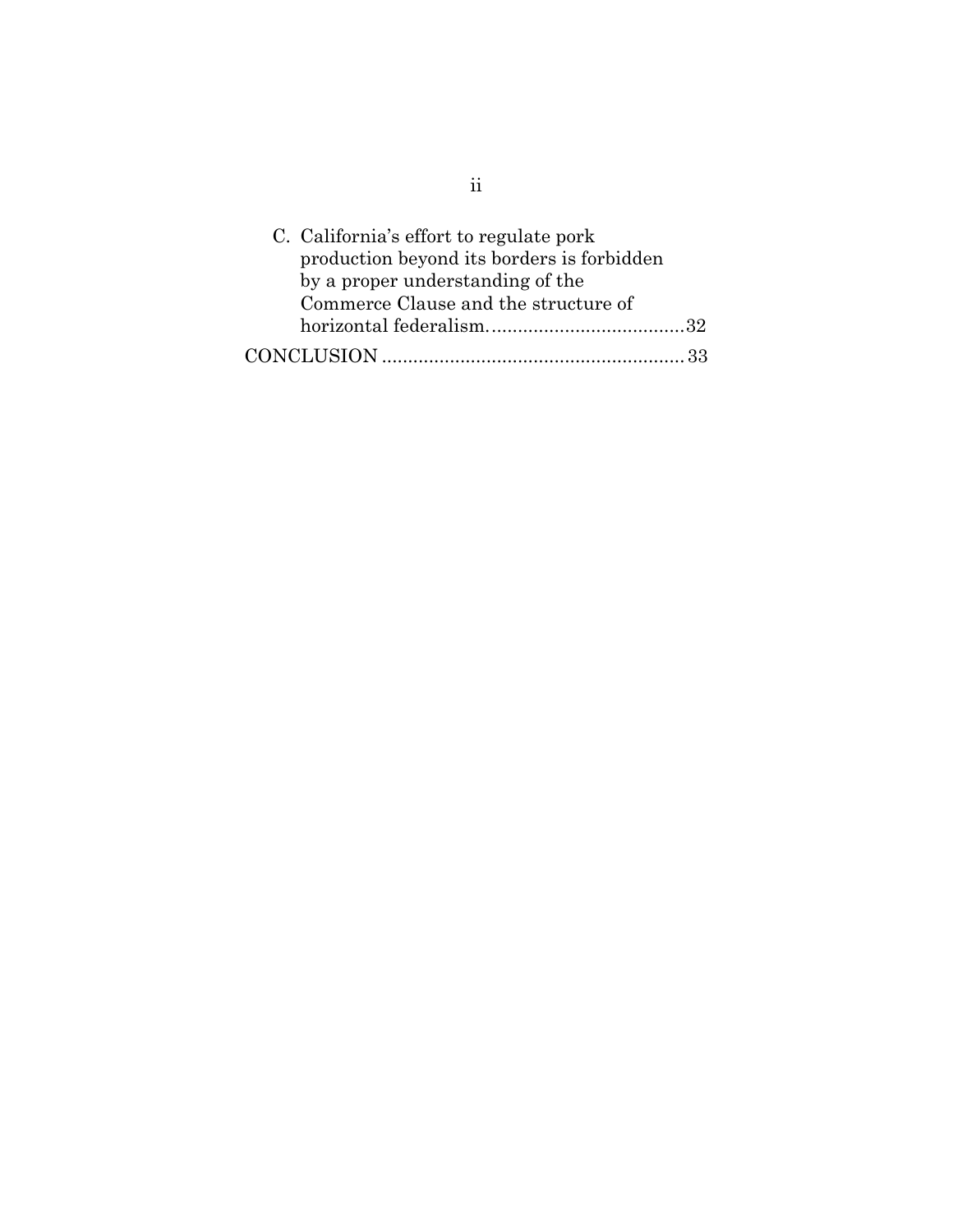C. California's effort to regulate pork production beyond its borders is forbidden by a proper understanding of the Commerce Clause and the structure of horizontal federalism. .................................... 32

CONCLUSION ......................................................... 33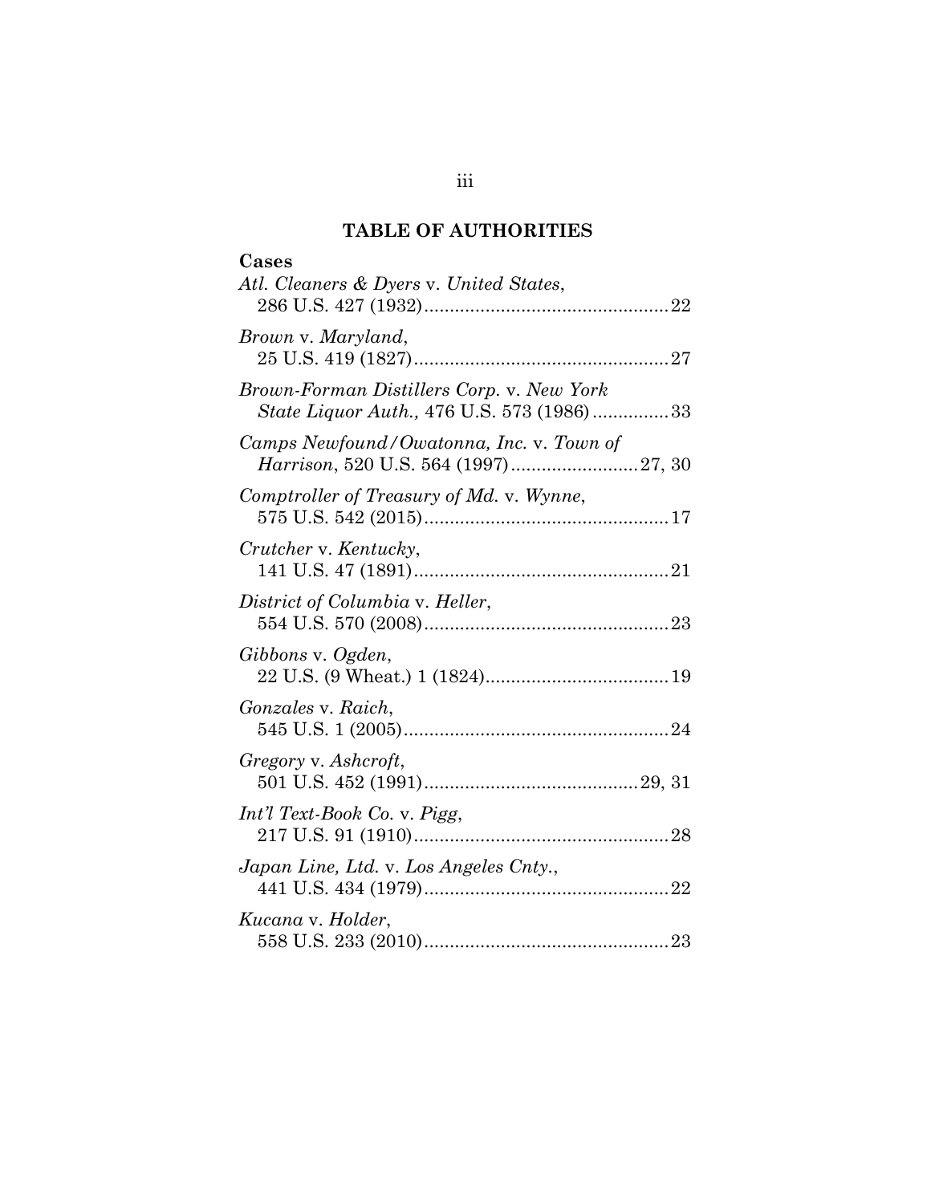# TABLE OF AUTHORITIES

## Cases

*Atl. Cleaners & Dyers* v. *United States*, 286 U.S. 427 (1932) ... 22

*Brown* v. *Maryland*, 25 U.S. 419 (1827) ... 27

*Brown-Forman Distillers Corp.* v. *New York State Liquor Auth.,* 476 U.S. 573 (1986) ... 33

*Camps Newfound/Owatonna, Inc.* v. *Town of Harrison*, 520 U.S. 564 (1997) ... 27, 30

*Comptroller of Treasury of Md.* v. *Wynne*, 575 U.S. 542 (2015) ... 17

*Crutcher* v. *Kentucky*, 141 U.S. 47 (1891) ... 21

*District of Columbia* v. *Heller*, 554 U.S. 570 (2008) ... 23

*Gibbons* v. *Ogden*, 22 U.S. (9 Wheat.) 1 (1824) ... 19

*Gonzales* v. *Raich*, 545 U.S. 1 (2005) ... 24

*Gregory* v. *Ashcroft*, 501 U.S. 452 (1991) ... 29, 31

*Int'l Text-Book Co.* v. *Pigg*, 217 U.S. 91 (1910) ... 28

*Japan Line, Ltd.* v. *Los Angeles Cnty.*, 441 U.S. 434 (1979) ... 22

*Kucana* v. *Holder*, 558 U.S. 233 (2010) ... 23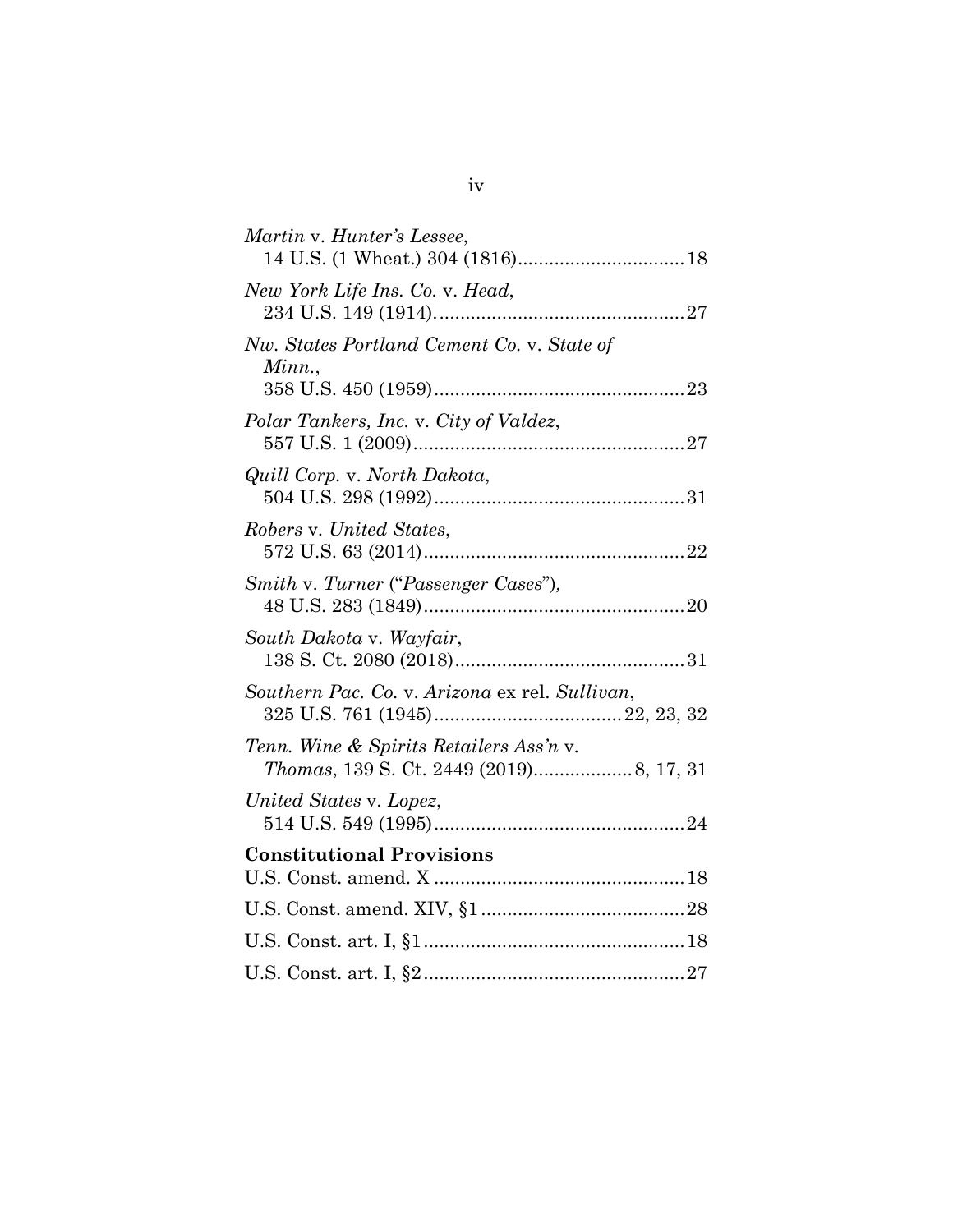*Martin* v. *Hunter's Lessee*,
14 U.S. (1 Wheat.) 304 (1816)................................18

*New York Life Ins. Co.* v. *Head*,
234 U.S. 149 (1914)................................................27

*Nw. States Portland Cement Co.* v. *State of Minn.*,
358 U.S. 450 (1959)................................................23

*Polar Tankers, Inc.* v. *City of Valdez*,
557 U.S. 1 (2009)....................................................27

*Quill Corp.* v. *North Dakota*,
504 U.S. 298 (1992)................................................31

*Robers* v. *United States*,
572 U.S. 63 (2014)..................................................22

*Smith* v. *Turner* ("*Passenger Cases*"),
48 U.S. 283 (1849)..................................................20

*South Dakota* v. *Wayfair*,
138 S. Ct. 2080 (2018)............................................31

*Southern Pac. Co.* v. *Arizona* ex rel. *Sullivan*,
325 U.S. 761 (1945)...................................22, 23, 32

*Tenn. Wine & Spirits Retailers Ass'n* v. *Thomas*, 139 S. Ct. 2449 (2019)..................8, 17, 31

*United States* v. *Lopez*,
514 U.S. 549 (1995)................................................24

**Constitutional Provisions**

U.S. Const. amend. X ................................................18

U.S. Const. amend. XIV, §1.......................................28

U.S. Const. art. I, §1..................................................18

U.S. Const. art. I, §2..................................................27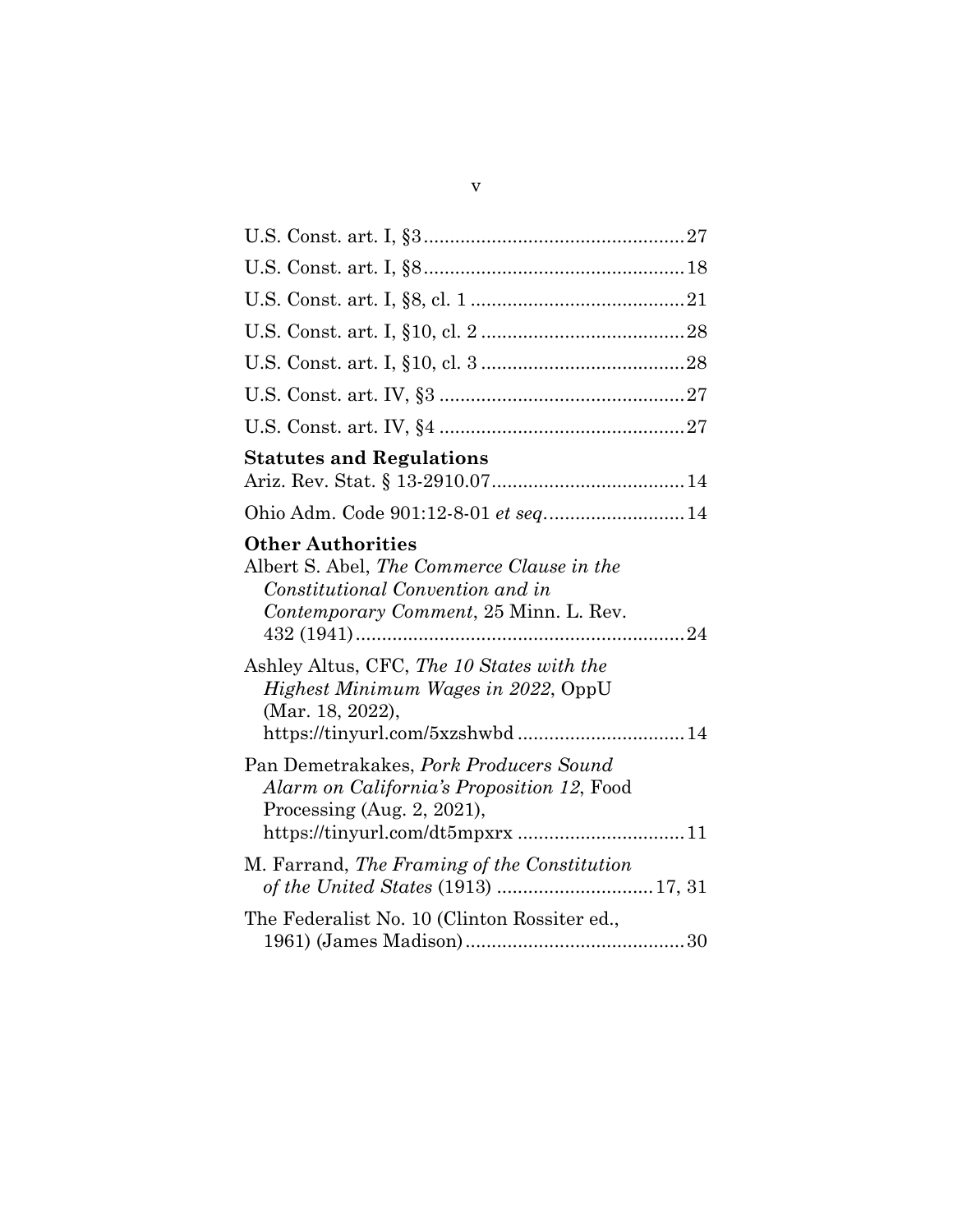U.S. Const. art. I, §3 .................................................. 27

U.S. Const. art. I, §8 .................................................. 18

U.S. Const. art. I, §8, cl. 1 ......................................... 21

U.S. Const. art. I, §10, cl. 2 ....................................... 28

U.S. Const. art. I, §10, cl. 3 ....................................... 28

U.S. Const. art. IV, §3 ............................................... 27

U.S. Const. art. IV, §4 ............................................... 27

**Statutes and Regulations**

Ariz. Rev. Stat. § 13-2910.07 ..................................... 14

Ohio Adm. Code 901:12-8-01 *et seq.* .......................... 14

**Other Authorities**

Albert S. Abel, *The Commerce Clause in the Constitutional Convention and in Contemporary Comment*, 25 Minn. L. Rev. 432 (1941) ............................................................... 24

Ashley Altus, CFC, *The 10 States with the Highest Minimum Wages in 2022*, OppU (Mar. 18, 2022), https://tinyurl.com/5xzshwbd ................................ 14

Pan Demetrakakes, *Pork Producers Sound Alarm on California's Proposition 12*, Food Processing (Aug. 2, 2021), https://tinyurl.com/dt5mpxrx ................................ 11

M. Farrand, *The Framing of the Constitution of the United States* (1913) ............................. 17, 31

The Federalist No. 10 (Clinton Rossiter ed., 1961) (James Madison) .......................................... 30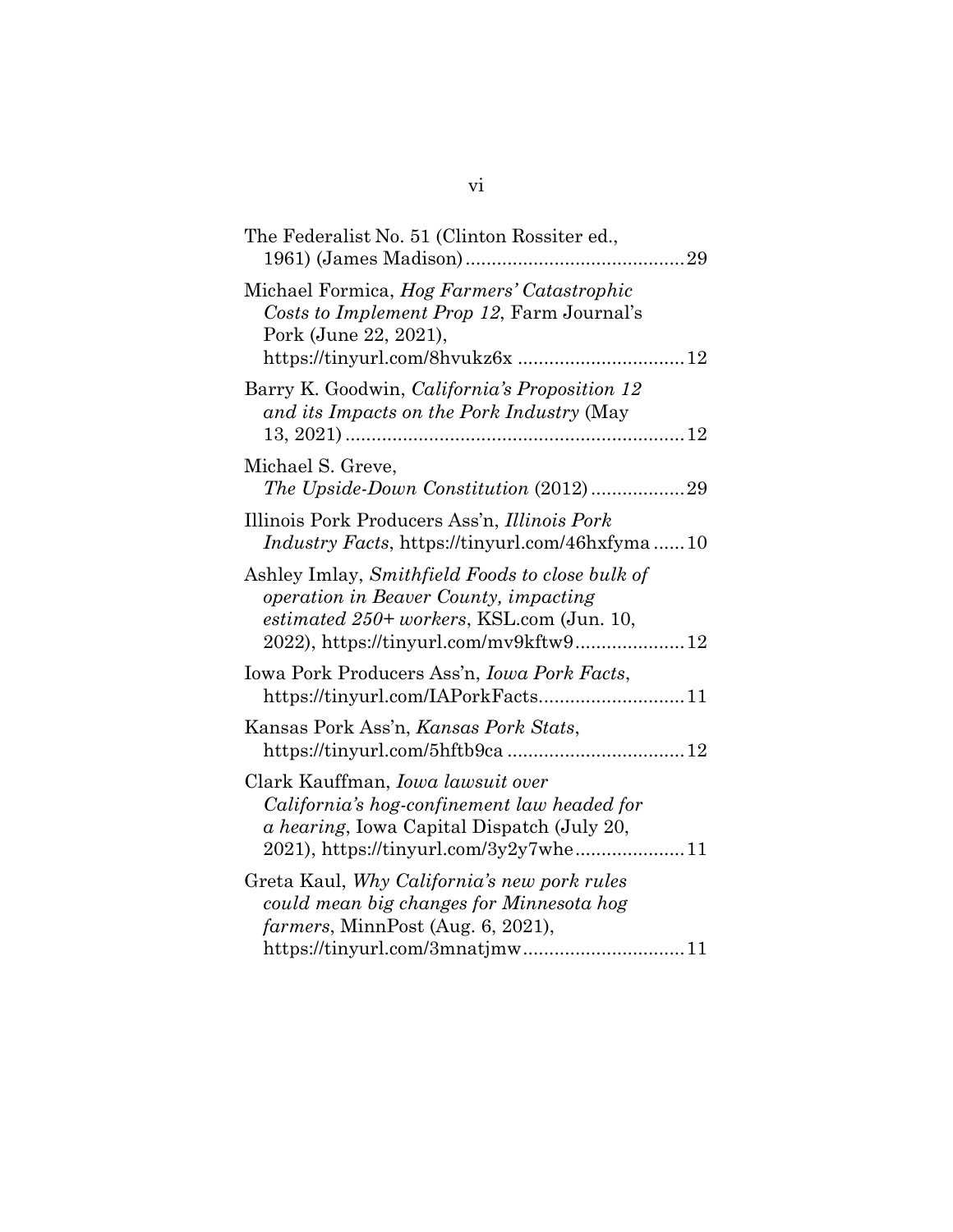The Federalist No. 51 (Clinton Rossiter ed., 1961) (James Madison) .......................................... 29

Michael Formica, *Hog Farmers' Catastrophic Costs to Implement Prop 12*, Farm Journal's Pork (June 22, 2021), https://tinyurl.com/8hvukz6x ................................ 12

Barry K. Goodwin, *California's Proposition 12 and its Impacts on the Pork Industry* (May 13, 2021) ................................................................ 12

Michael S. Greve, *The Upside-Down Constitution* (2012) .................. 29

Illinois Pork Producers Ass'n, *Illinois Pork Industry Facts*, https://tinyurl.com/46hxfyma ...... 10

Ashley Imlay, *Smithfield Foods to close bulk of operation in Beaver County, impacting estimated 250+ workers*, KSL.com (Jun. 10, 2022), https://tinyurl.com/mv9kftw9..................... 12

Iowa Pork Producers Ass'n, *Iowa Pork Facts*, https://tinyurl.com/IAPorkFacts............................ 11

Kansas Pork Ass'n, *Kansas Pork Stats*, https://tinyurl.com/5hftb9ca .................................. 12

Clark Kauffman, *Iowa lawsuit over California's hog-confinement law headed for a hearing*, Iowa Capital Dispatch (July 20, 2021), https://tinyurl.com/3y2y7whe..................... 11

Greta Kaul, *Why California's new pork rules could mean big changes for Minnesota hog farmers*, MinnPost (Aug. 6, 2021), https://tinyurl.com/3mnatjmw............................... 11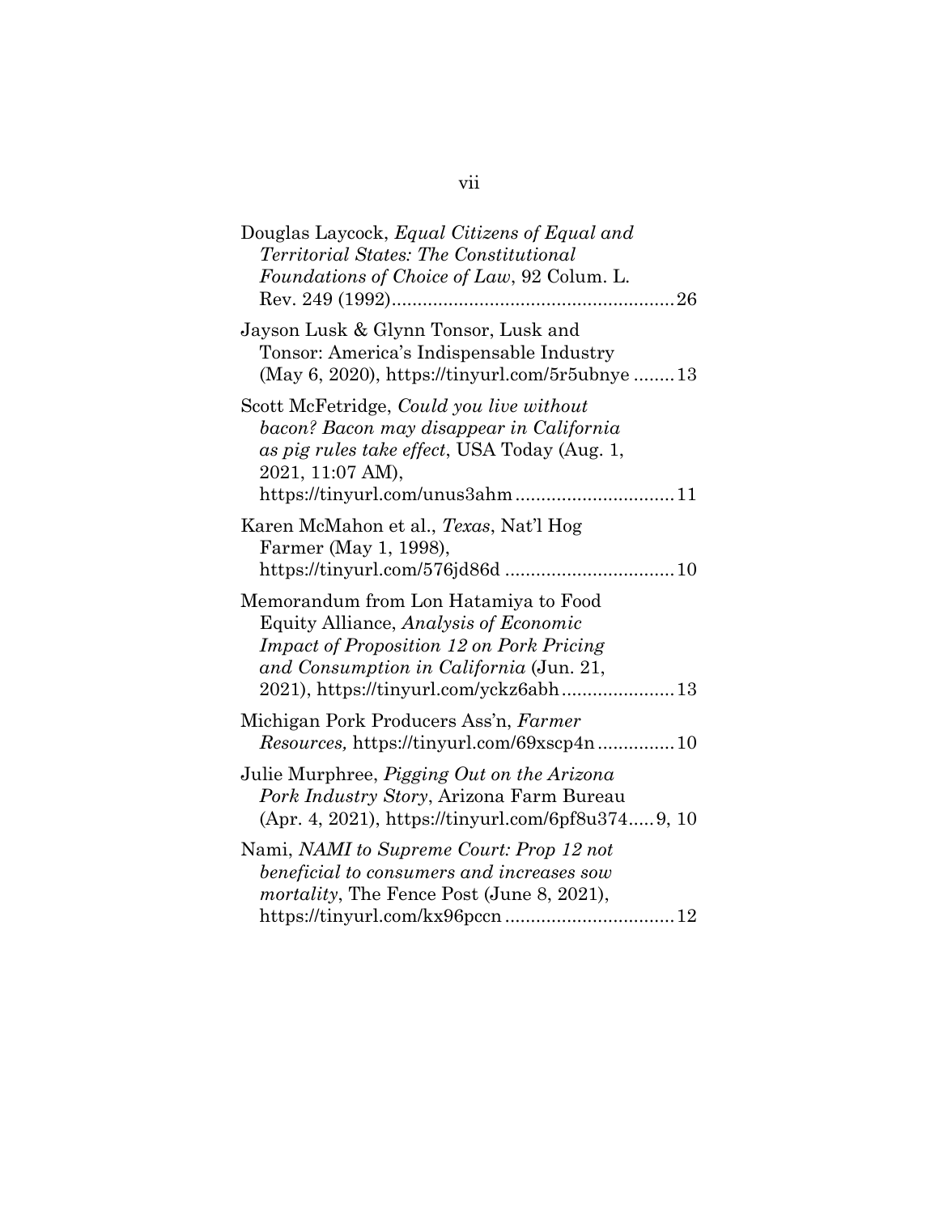Douglas Laycock, *Equal Citizens of Equal and Territorial States: The Constitutional Foundations of Choice of Law*, 92 Colum. L. Rev. 249 (1992)....................................................26

Jayson Lusk & Glynn Tonsor, Lusk and Tonsor: America's Indispensable Industry (May 6, 2020), https://tinyurl.com/5r5ubnye ........13

Scott McFetridge, *Could you live without bacon? Bacon may disappear in California as pig rules take effect*, USA Today (Aug. 1, 2021, 11:07 AM), https://tinyurl.com/unus3ahm ..............................11

Karen McMahon et al., *Texas*, Nat'l Hog Farmer (May 1, 1998), https://tinyurl.com/576jd86d ................................10

Memorandum from Lon Hatamiya to Food Equity Alliance, *Analysis of Economic Impact of Proposition 12 on Pork Pricing and Consumption in California* (Jun. 21, 2021), https://tinyurl.com/yckz6abh......................13

Michigan Pork Producers Ass'n, *Farmer Resources,* https://tinyurl.com/69xscp4n ...............10

Julie Murphree, *Pigging Out on the Arizona Pork Industry Story*, Arizona Farm Bureau (Apr. 4, 2021), https://tinyurl.com/6pf8u374.....9, 10

Nami, *NAMI to Supreme Court: Prop 12 not beneficial to consumers and increases sow mortality*, The Fence Post (June 8, 2021), https://tinyurl.com/kx96pccn ................................12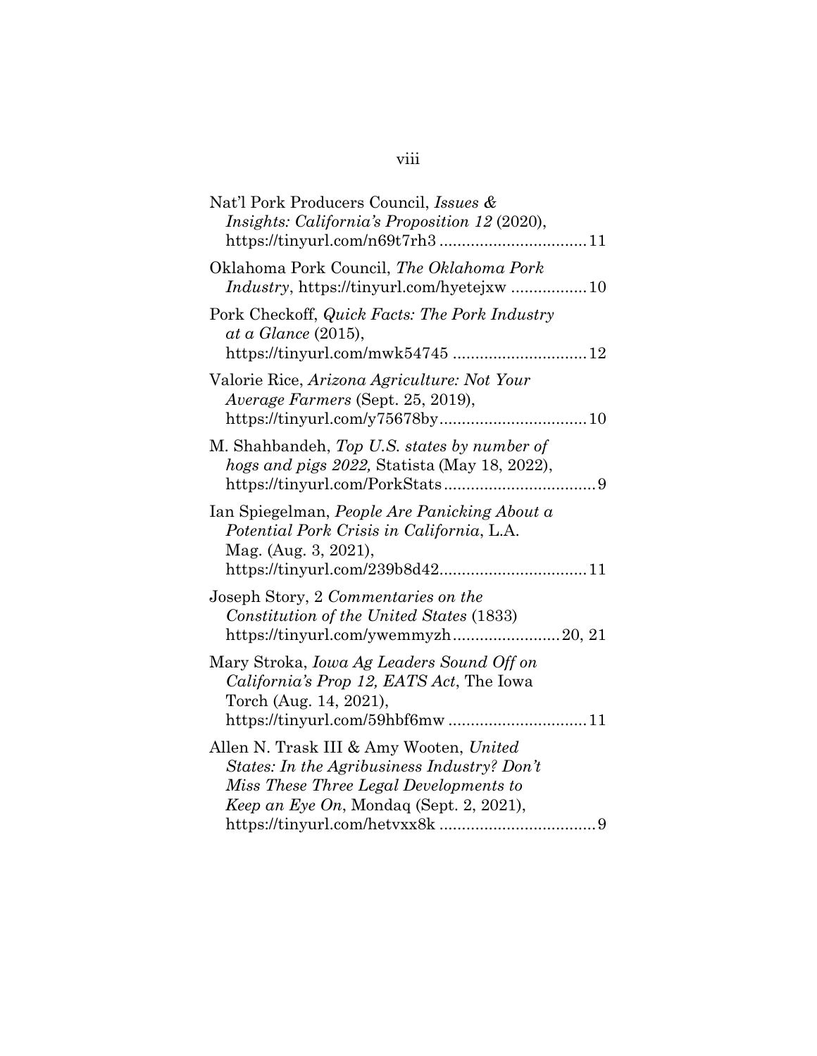Nat'l Pork Producers Council, *Issues & Insights: California's Proposition 12* (2020), https://tinyurl.com/n69t7rh3 ................................ 11

Oklahoma Pork Council, *The Oklahoma Pork Industry*, https://tinyurl.com/hyetejxw ................ 10

Pork Checkoff, *Quick Facts: The Pork Industry at a Glance* (2015), https://tinyurl.com/mwk54745 ............................ 12

Valorie Rice, *Arizona Agriculture: Not Your Average Farmers* (Sept. 25, 2019), https://tinyurl.com/y75678by................................ 10

M. Shahbandeh, *Top U.S. states by number of hogs and pigs 2022,* Statista (May 18, 2022), https://tinyurl.com/PorkStats.................................. 9

Ian Spiegelman, *People Are Panicking About a Potential Pork Crisis in California*, L.A. Mag. (Aug. 3, 2021), https://tinyurl.com/239b8d42................................ 11

Joseph Story, 2 *Commentaries on the Constitution of the United States* (1833) https://tinyurl.com/ywemmyzh........................ 20, 21

Mary Stroka, *Iowa Ag Leaders Sound Off on California's Prop 12, EATS Act*, The Iowa Torch (Aug. 14, 2021), https://tinyurl.com/59hbf6mw .............................. 11

Allen N. Trask III & Amy Wooten, *United States: In the Agribusiness Industry? Don't Miss These Three Legal Developments to Keep an Eye On*, Mondaq (Sept. 2, 2021), https://tinyurl.com/hetvxx8k .................................. 9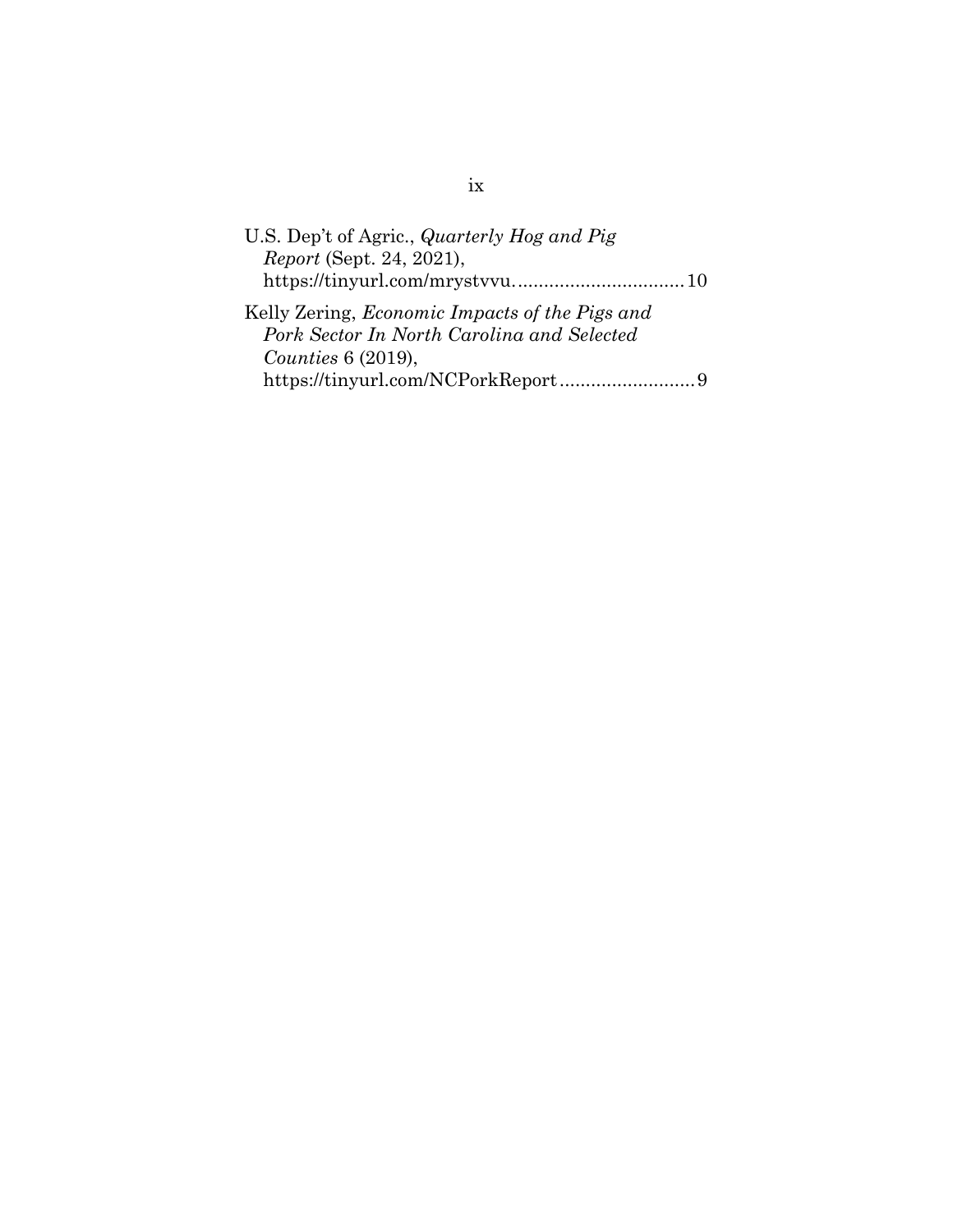U.S. Dep't of Agric., *Quarterly Hog and Pig Report* (Sept. 24, 2021), https://tinyurl.com/mrystvvu................................10

Kelly Zering, *Economic Impacts of the Pigs and Pork Sector In North Carolina and Selected Counties* 6 (2019), https://tinyurl.com/NCPorkReport..........................9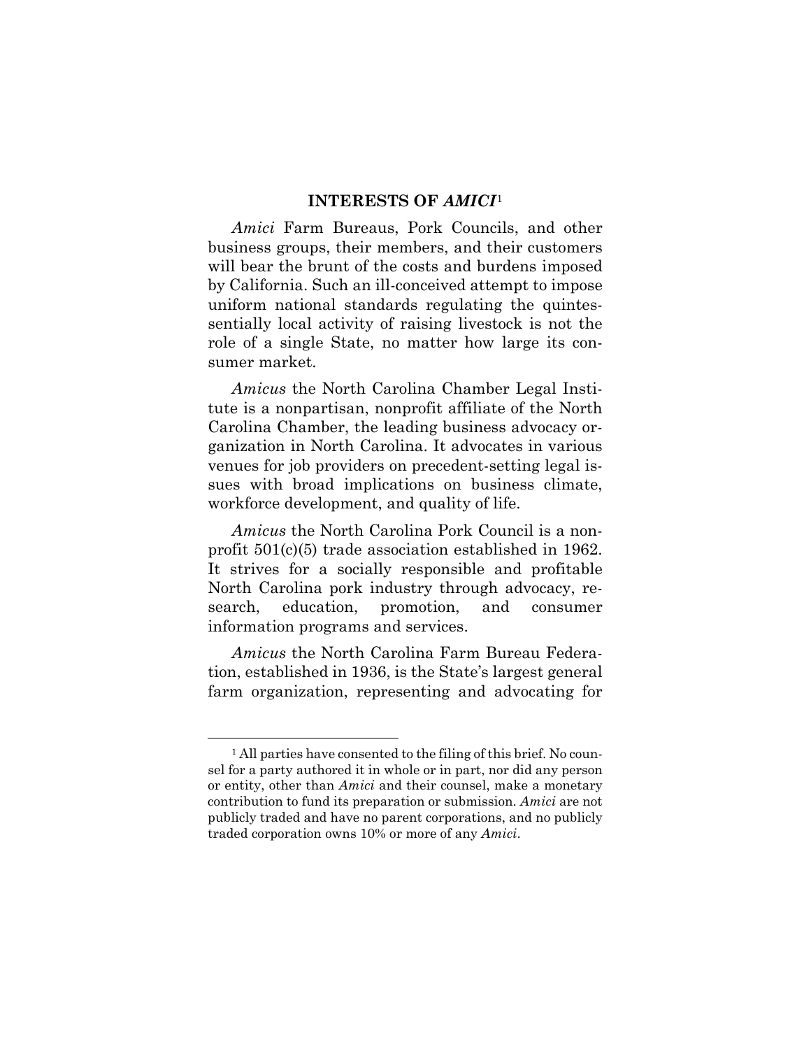## INTERESTS OF *AMICI*[1]

*Amici* Farm Bureaus, Pork Councils, and other business groups, their members, and their customers will bear the brunt of the costs and burdens imposed by California. Such an ill-conceived attempt to impose uniform national standards regulating the quintessentially local activity of raising livestock is not the role of a single State, no matter how large its consumer market.

*Amicus* the North Carolina Chamber Legal Institute is a nonpartisan, nonprofit affiliate of the North Carolina Chamber, the leading business advocacy organization in North Carolina. It advocates in various venues for job providers on precedent-setting legal issues with broad implications on business climate, workforce development, and quality of life.

*Amicus* the North Carolina Pork Council is a nonprofit 501(c)(5) trade association established in 1962. It strives for a socially responsible and profitable North Carolina pork industry through advocacy, research, education, promotion, and consumer information programs and services.

*Amicus* the North Carolina Farm Bureau Federation, established in 1936, is the State's largest general farm organization, representing and advocating for

---

[1] All parties have consented to the filing of this brief. No counsel for a party authored it in whole or in part, nor did any person or entity, other than *Amici* and their counsel, make a monetary contribution to fund its preparation or submission. *Amici* are not publicly traded and have no parent corporations, and no publicly traded corporation owns 10% or more of any *Amici*.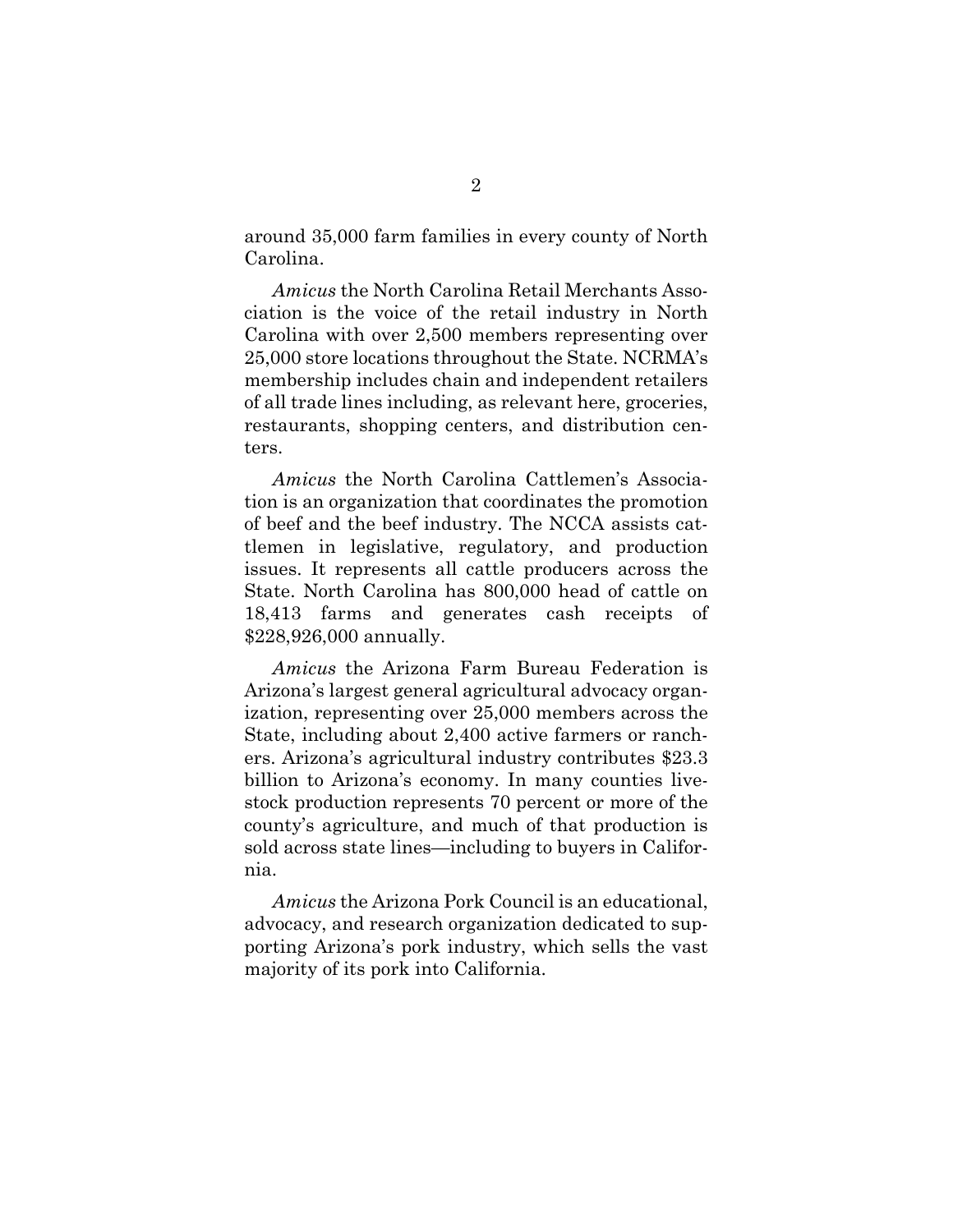around 35,000 farm families in every county of North Carolina.

*Amicus* the North Carolina Retail Merchants Association is the voice of the retail industry in North Carolina with over 2,500 members representing over 25,000 store locations throughout the State. NCRMA's membership includes chain and independent retailers of all trade lines including, as relevant here, groceries, restaurants, shopping centers, and distribution centers.

*Amicus* the North Carolina Cattlemen's Association is an organization that coordinates the promotion of beef and the beef industry. The NCCA assists cattlemen in legislative, regulatory, and production issues. It represents all cattle producers across the State. North Carolina has 800,000 head of cattle on 18,413 farms and generates cash receipts of $228,926,000 annually.

*Amicus* the Arizona Farm Bureau Federation is Arizona's largest general agricultural advocacy organization, representing over 25,000 members across the State, including about 2,400 active farmers or ranchers. Arizona's agricultural industry contributes $23.3 billion to Arizona's economy. In many counties livestock production represents 70 percent or more of the county's agriculture, and much of that production is sold across state lines—including to buyers in California.

*Amicus* the Arizona Pork Council is an educational, advocacy, and research organization dedicated to supporting Arizona's pork industry, which sells the vast majority of its pork into California.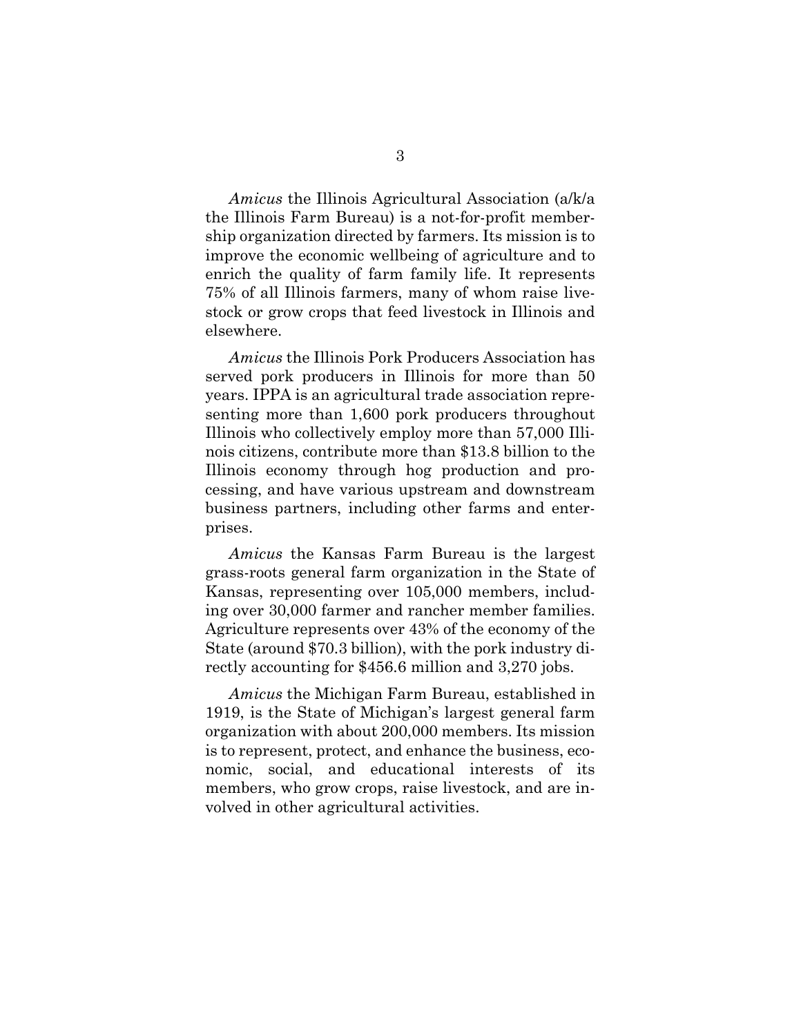*Amicus* the Illinois Agricultural Association (a/k/a the Illinois Farm Bureau) is a not-for-profit membership organization directed by farmers. Its mission is to improve the economic wellbeing of agriculture and to enrich the quality of farm family life. It represents 75% of all Illinois farmers, many of whom raise livestock or grow crops that feed livestock in Illinois and elsewhere.

*Amicus* the Illinois Pork Producers Association has served pork producers in Illinois for more than 50 years. IPPA is an agricultural trade association representing more than 1,600 pork producers throughout Illinois who collectively employ more than 57,000 Illinois citizens, contribute more than $13.8 billion to the Illinois economy through hog production and processing, and have various upstream and downstream business partners, including other farms and enterprises.

*Amicus* the Kansas Farm Bureau is the largest grass-roots general farm organization in the State of Kansas, representing over 105,000 members, including over 30,000 farmer and rancher member families. Agriculture represents over 43% of the economy of the State (around $70.3 billion), with the pork industry directly accounting for $456.6 million and 3,270 jobs.

*Amicus* the Michigan Farm Bureau, established in 1919, is the State of Michigan's largest general farm organization with about 200,000 members. Its mission is to represent, protect, and enhance the business, economic, social, and educational interests of its members, who grow crops, raise livestock, and are involved in other agricultural activities.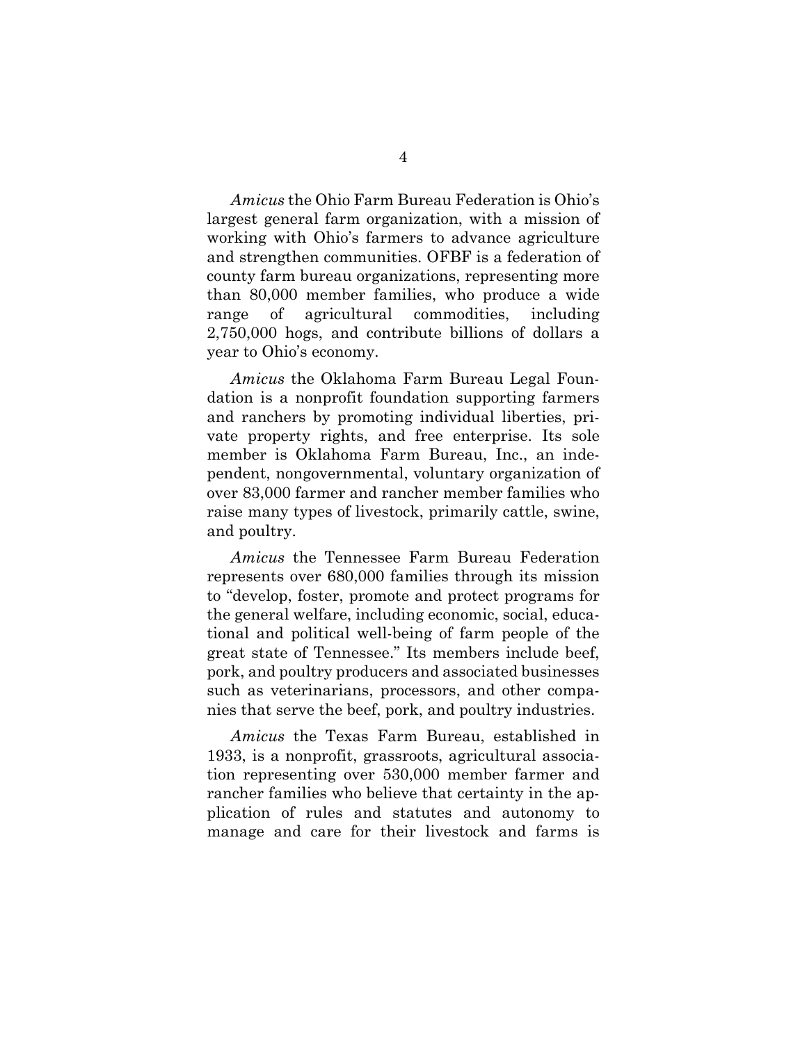*Amicus* the Ohio Farm Bureau Federation is Ohio's largest general farm organization, with a mission of working with Ohio's farmers to advance agriculture and strengthen communities. OFBF is a federation of county farm bureau organizations, representing more than 80,000 member families, who produce a wide range of agricultural commodities, including 2,750,000 hogs, and contribute billions of dollars a year to Ohio's economy.

*Amicus* the Oklahoma Farm Bureau Legal Foundation is a nonprofit foundation supporting farmers and ranchers by promoting individual liberties, private property rights, and free enterprise. Its sole member is Oklahoma Farm Bureau, Inc., an independent, nongovernmental, voluntary organization of over 83,000 farmer and rancher member families who raise many types of livestock, primarily cattle, swine, and poultry.

*Amicus* the Tennessee Farm Bureau Federation represents over 680,000 families through its mission to "develop, foster, promote and protect programs for the general welfare, including economic, social, educational and political well-being of farm people of the great state of Tennessee." Its members include beef, pork, and poultry producers and associated businesses such as veterinarians, processors, and other companies that serve the beef, pork, and poultry industries.

*Amicus* the Texas Farm Bureau, established in 1933, is a nonprofit, grassroots, agricultural association representing over 530,000 member farmer and rancher families who believe that certainty in the application of rules and statutes and autonomy to manage and care for their livestock and farms is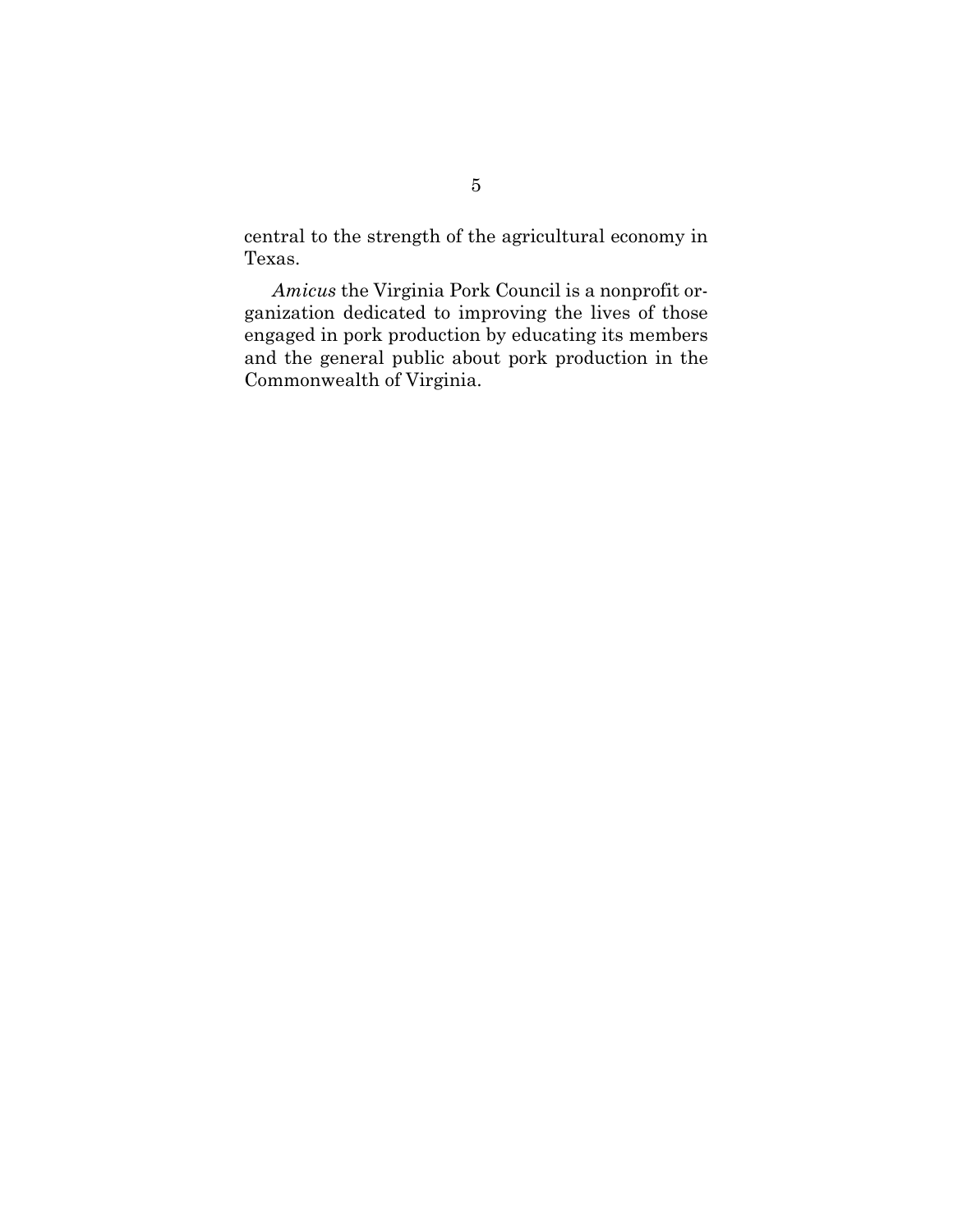central to the strength of the agricultural economy in Texas.

*Amicus* the Virginia Pork Council is a nonprofit organization dedicated to improving the lives of those engaged in pork production by educating its members and the general public about pork production in the Commonwealth of Virginia.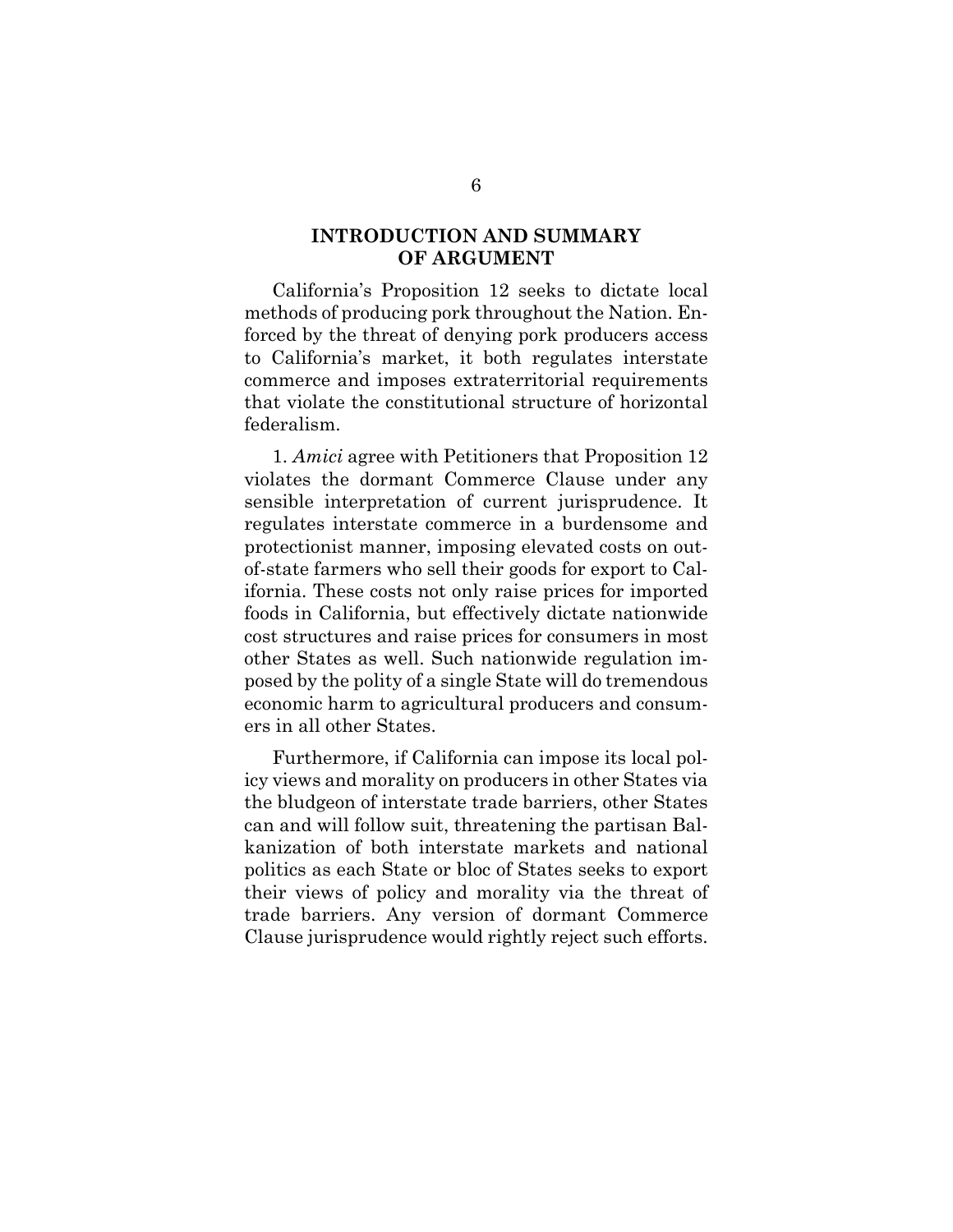## INTRODUCTION AND SUMMARY OF ARGUMENT

California's Proposition 12 seeks to dictate local methods of producing pork throughout the Nation. Enforced by the threat of denying pork producers access to California's market, it both regulates interstate commerce and imposes extraterritorial requirements that violate the constitutional structure of horizontal federalism.

1. *Amici* agree with Petitioners that Proposition 12 violates the dormant Commerce Clause under any sensible interpretation of current jurisprudence. It regulates interstate commerce in a burdensome and protectionist manner, imposing elevated costs on out-of-state farmers who sell their goods for export to California. These costs not only raise prices for imported foods in California, but effectively dictate nationwide cost structures and raise prices for consumers in most other States as well. Such nationwide regulation imposed by the polity of a single State will do tremendous economic harm to agricultural producers and consumers in all other States.

Furthermore, if California can impose its local policy views and morality on producers in other States via the bludgeon of interstate trade barriers, other States can and will follow suit, threatening the partisan Balkanization of both interstate markets and national politics as each State or bloc of States seeks to export their views of policy and morality via the threat of trade barriers. Any version of dormant Commerce Clause jurisprudence would rightly reject such efforts.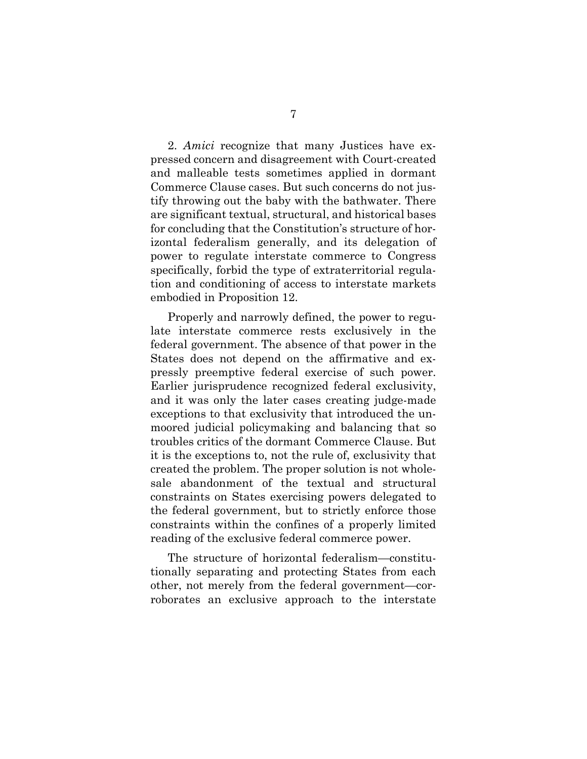2. *Amici* recognize that many Justices have expressed concern and disagreement with Court-created and malleable tests sometimes applied in dormant Commerce Clause cases. But such concerns do not justify throwing out the baby with the bathwater. There are significant textual, structural, and historical bases for concluding that the Constitution's structure of horizontal federalism generally, and its delegation of power to regulate interstate commerce to Congress specifically, forbid the type of extraterritorial regulation and conditioning of access to interstate markets embodied in Proposition 12.

Properly and narrowly defined, the power to regulate interstate commerce rests exclusively in the federal government. The absence of that power in the States does not depend on the affirmative and expressly preemptive federal exercise of such power. Earlier jurisprudence recognized federal exclusivity, and it was only the later cases creating judge-made exceptions to that exclusivity that introduced the unmoored judicial policymaking and balancing that so troubles critics of the dormant Commerce Clause. But it is the exceptions to, not the rule of, exclusivity that created the problem. The proper solution is not wholesale abandonment of the textual and structural constraints on States exercising powers delegated to the federal government, but to strictly enforce those constraints within the confines of a properly limited reading of the exclusive federal commerce power.

The structure of horizontal federalism—constitutionally separating and protecting States from each other, not merely from the federal government—corroborates an exclusive approach to the interstate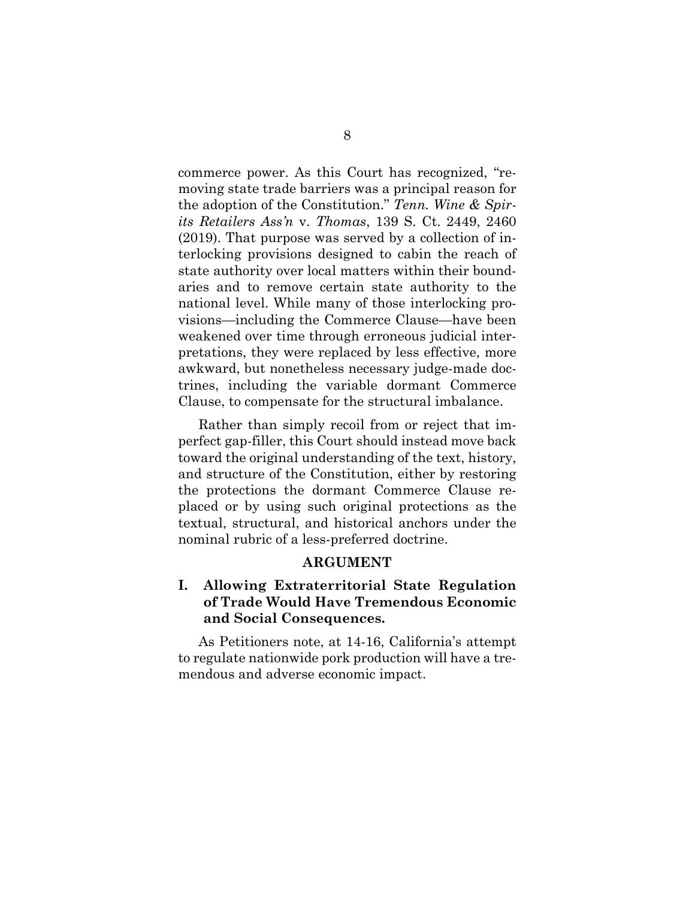commerce power. As this Court has recognized, "removing state trade barriers was a principal reason for the adoption of the Constitution." *Tenn. Wine & Spirits Retailers Ass'n* v. *Thomas*, 139 S. Ct. 2449, 2460 (2019). That purpose was served by a collection of interlocking provisions designed to cabin the reach of state authority over local matters within their boundaries and to remove certain state authority to the national level. While many of those interlocking provisions—including the Commerce Clause—have been weakened over time through erroneous judicial interpretations, they were replaced by less effective, more awkward, but nonetheless necessary judge-made doctrines, including the variable dormant Commerce Clause, to compensate for the structural imbalance.

Rather than simply recoil from or reject that imperfect gap-filler, this Court should instead move back toward the original understanding of the text, history, and structure of the Constitution, either by restoring the protections the dormant Commerce Clause replaced or by using such original protections as the textual, structural, and historical anchors under the nominal rubric of a less-preferred doctrine.

## ARGUMENT

### I. Allowing Extraterritorial State Regulation of Trade Would Have Tremendous Economic and Social Consequences.

As Petitioners note, at 14-16, California's attempt to regulate nationwide pork production will have a tremendous and adverse economic impact.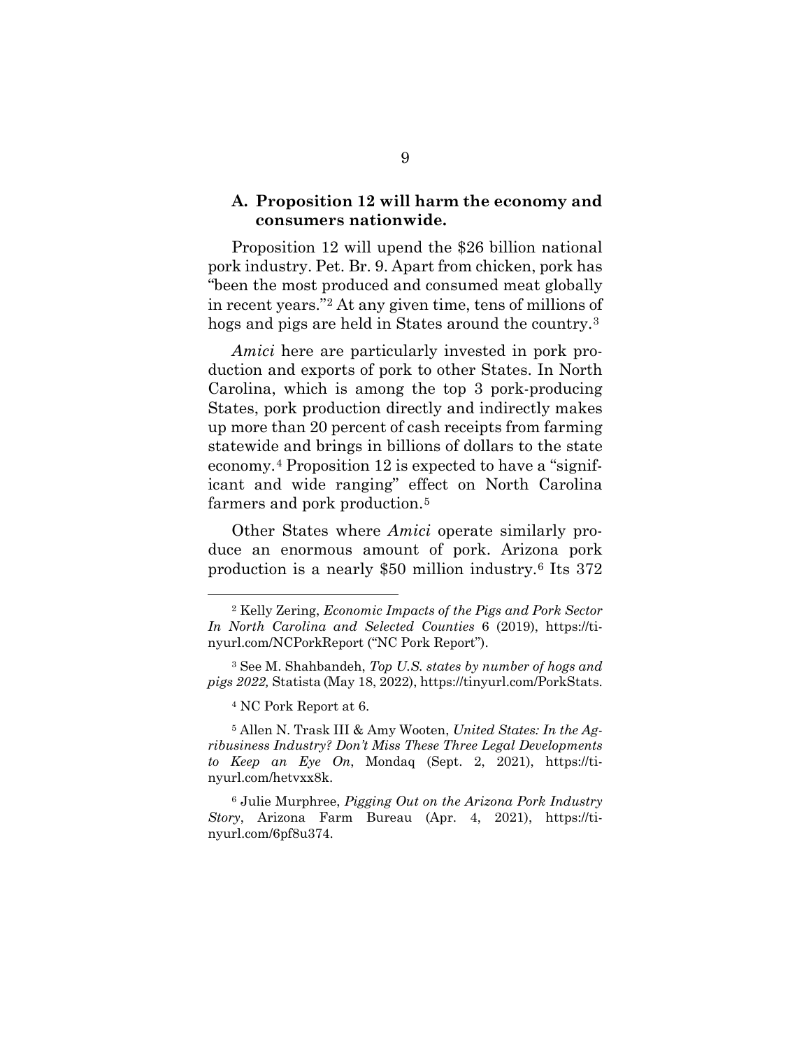### A. Proposition 12 will harm the economy and consumers nationwide.

Proposition 12 will upend the $26 billion national pork industry. Pet. Br. 9. Apart from chicken, pork has "been the most produced and consumed meat globally in recent years."[2] At any given time, tens of millions of hogs and pigs are held in States around the country.[3]

*Amici* here are particularly invested in pork production and exports of pork to other States. In North Carolina, which is among the top 3 pork-producing States, pork production directly and indirectly makes up more than 20 percent of cash receipts from farming statewide and brings in billions of dollars to the state economy.[4] Proposition 12 is expected to have a "significant and wide ranging" effect on North Carolina farmers and pork production.[5]

Other States where *Amici* operate similarly produce an enormous amount of pork. Arizona pork production is a nearly $50 million industry.[6] Its 372

---

[2] Kelly Zering, *Economic Impacts of the Pigs and Pork Sector In North Carolina and Selected Counties* 6 (2019), https://tinyurl.com/NCPorkReport ("NC Pork Report").

[3] See M. Shahbandeh, *Top U.S. states by number of hogs and pigs 2022,* Statista (May 18, 2022), https://tinyurl.com/PorkStats.

[4] NC Pork Report at 6.

[5] Allen N. Trask III & Amy Wooten, *United States: In the Agribusiness Industry? Don't Miss These Three Legal Developments to Keep an Eye On*, Mondaq (Sept. 2, 2021), https://tinyurl.com/hetvxx8k.

[6] Julie Murphree, *Pigging Out on the Arizona Pork Industry Story*, Arizona Farm Bureau (Apr. 4, 2021), https://tinyurl.com/6pf8u374.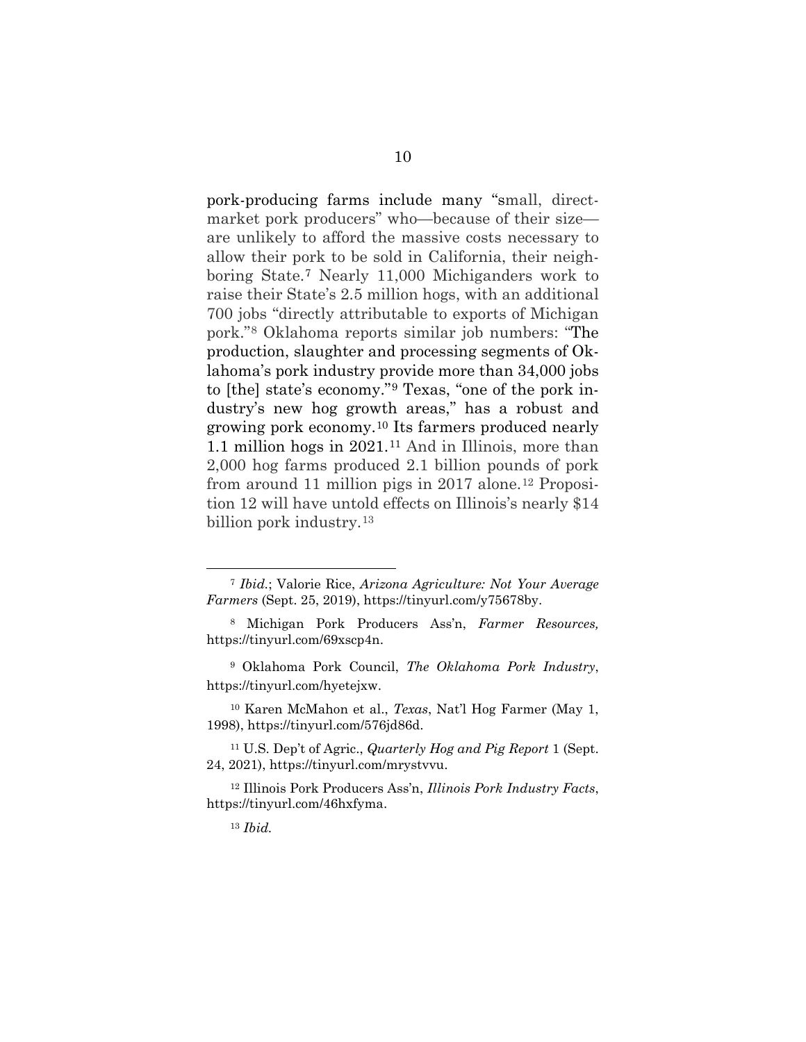pork-producing farms include many "small, direct-market pork producers" who—because of their size—are unlikely to afford the massive costs necessary to allow their pork to be sold in California, their neighboring State.[7] Nearly 11,000 Michiganders work to raise their State's 2.5 million hogs, with an additional 700 jobs "directly attributable to exports of Michigan pork."[8] Oklahoma reports similar job numbers: "The production, slaughter and processing segments of Oklahoma's pork industry provide more than 34,000 jobs to [the] state's economy."[9] Texas, "one of the pork industry's new hog growth areas," has a robust and growing pork economy.[10] Its farmers produced nearly 1.1 million hogs in 2021.[11] And in Illinois, more than 2,000 hog farms produced 2.1 billion pounds of pork from around 11 million pigs in 2017 alone.[12] Proposition 12 will have untold effects on Illinois's nearly $14 billion pork industry.[13]

---

[7] *Ibid.*; Valorie Rice, *Arizona Agriculture: Not Your Average Farmers* (Sept. 25, 2019), https://tinyurl.com/y75678by.

[8] Michigan Pork Producers Ass'n, *Farmer Resources,* https://tinyurl.com/69xscp4n.

[9] Oklahoma Pork Council, *The Oklahoma Pork Industry*, https://tinyurl.com/hyetejxw.

[10] Karen McMahon et al., *Texas*, Nat'l Hog Farmer (May 1, 1998), https://tinyurl.com/576jd86d.

[11] U.S. Dep't of Agric., *Quarterly Hog and Pig Report* 1 (Sept. 24, 2021), https://tinyurl.com/mrystvvu.

[12] Illinois Pork Producers Ass'n, *Illinois Pork Industry Facts*, https://tinyurl.com/46hxfyma.

[13] *Ibid.*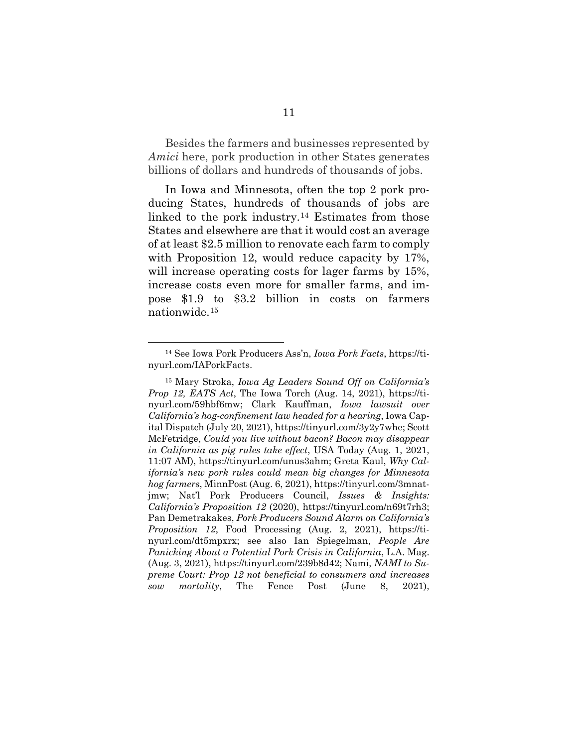Besides the farmers and businesses represented by *Amici* here, pork production in other States generates billions of dollars and hundreds of thousands of jobs.

In Iowa and Minnesota, often the top 2 pork producing States, hundreds of thousands of jobs are linked to the pork industry.[14] Estimates from those States and elsewhere are that it would cost an average of at least $2.5 million to renovate each farm to comply with Proposition 12, would reduce capacity by 17%, will increase operating costs for lager farms by 15%, increase costs even more for smaller farms, and impose $1.9 to $3.2 billion in costs on farmers nationwide.[15]

---

[14] See Iowa Pork Producers Ass'n, *Iowa Pork Facts*, https://tinyurl.com/IAPorkFacts.

[15] Mary Stroka, *Iowa Ag Leaders Sound Off on California's Prop 12, EATS Act*, The Iowa Torch (Aug. 14, 2021), https://tinyurl.com/59hbf6mw; Clark Kauffman, *Iowa lawsuit over California's hog-confinement law headed for a hearing*, Iowa Capital Dispatch (July 20, 2021), https://tinyurl.com/3y2y7whe; Scott McFetridge, *Could you live without bacon? Bacon may disappear in California as pig rules take effect*, USA Today (Aug. 1, 2021, 11:07 AM), https://tinyurl.com/unus3ahm; Greta Kaul, *Why California's new pork rules could mean big changes for Minnesota hog farmers*, MinnPost (Aug. 6, 2021), https://tinyurl.com/3mnatjmw; Nat'l Pork Producers Council, *Issues & Insights: California's Proposition 12* (2020), https://tinyurl.com/n69t7rh3; Pan Demetrakakes, *Pork Producers Sound Alarm on California's Proposition 12*, Food Processing (Aug. 2, 2021), https://tinyurl.com/dt5mpxrx; see also Ian Spiegelman, *People Are Panicking About a Potential Pork Crisis in California*, L.A. Mag. (Aug. 3, 2021), https://tinyurl.com/239b8d42; Nami, *NAMI to Supreme Court: Prop 12 not beneficial to consumers and increases sow mortality*, The Fence Post (June 8, 2021),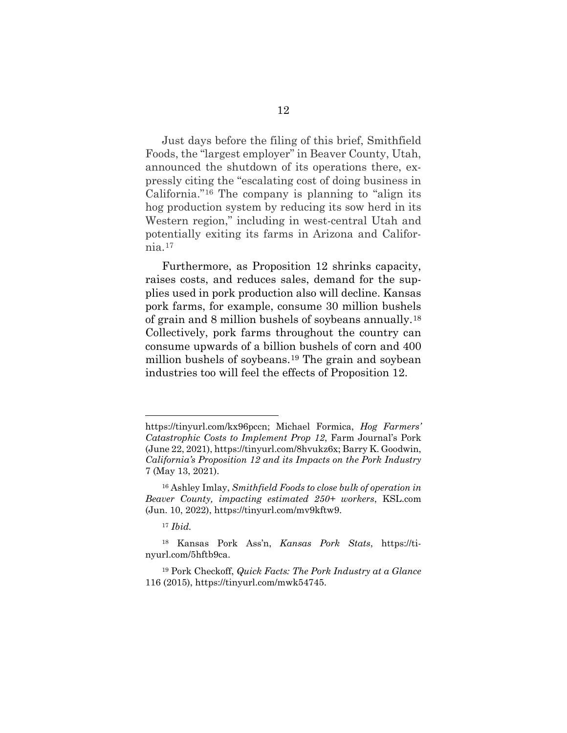Just days before the filing of this brief, Smithfield Foods, the "largest employer" in Beaver County, Utah, announced the shutdown of its operations there, expressly citing the "escalating cost of doing business in California."[16] The company is planning to "align its hog production system by reducing its sow herd in its Western region," including in west-central Utah and potentially exiting its farms in Arizona and California.[17]

Furthermore, as Proposition 12 shrinks capacity, raises costs, and reduces sales, demand for the supplies used in pork production also will decline. Kansas pork farms, for example, consume 30 million bushels of grain and 8 million bushels of soybeans annually.[18] Collectively, pork farms throughout the country can consume upwards of a billion bushels of corn and 400 million bushels of soybeans.[19] The grain and soybean industries too will feel the effects of Proposition 12.

---

https://tinyurl.com/kx96pccn; Michael Formica, *Hog Farmers' Catastrophic Costs to Implement Prop 12*, Farm Journal's Pork (June 22, 2021), https://tinyurl.com/8hvukz6x; Barry K. Goodwin, *California's Proposition 12 and its Impacts on the Pork Industry* 7 (May 13, 2021).

[16] Ashley Imlay, *Smithfield Foods to close bulk of operation in Beaver County, impacting estimated 250+ workers*, KSL.com (Jun. 10, 2022), https://tinyurl.com/mv9kftw9.

[17] *Ibid.*

[18] Kansas Pork Ass'n, *Kansas Pork Stats*, https://tinyurl.com/5hftb9ca.

[19] Pork Checkoff, *Quick Facts: The Pork Industry at a Glance* 116 (2015), https://tinyurl.com/mwk54745.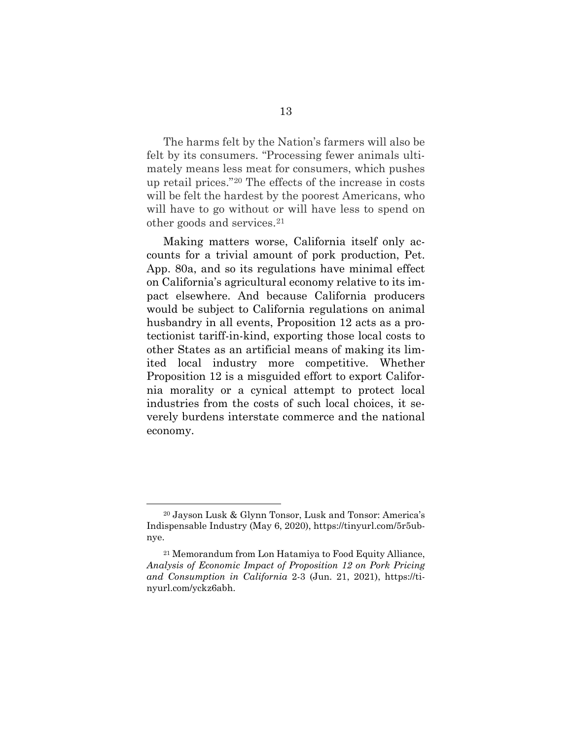The harms felt by the Nation's farmers will also be felt by its consumers. "Processing fewer animals ultimately means less meat for consumers, which pushes up retail prices."[20] The effects of the increase in costs will be felt the hardest by the poorest Americans, who will have to go without or will have less to spend on other goods and services.[21]

Making matters worse, California itself only accounts for a trivial amount of pork production, Pet. App. 80a, and so its regulations have minimal effect on California's agricultural economy relative to its impact elsewhere. And because California producers would be subject to California regulations on animal husbandry in all events, Proposition 12 acts as a protectionist tariff-in-kind, exporting those local costs to other States as an artificial means of making its limited local industry more competitive. Whether Proposition 12 is a misguided effort to export California morality or a cynical attempt to protect local industries from the costs of such local choices, it severely burdens interstate commerce and the national economy.

---

[20] Jayson Lusk & Glynn Tonsor, Lusk and Tonsor: America's Indispensable Industry (May 6, 2020), https://tinyurl.com/5r5ubnye.

[21] Memorandum from Lon Hatamiya to Food Equity Alliance, *Analysis of Economic Impact of Proposition 12 on Pork Pricing and Consumption in California* 2-3 (Jun. 21, 2021), https://tinyurl.com/yckz6abh.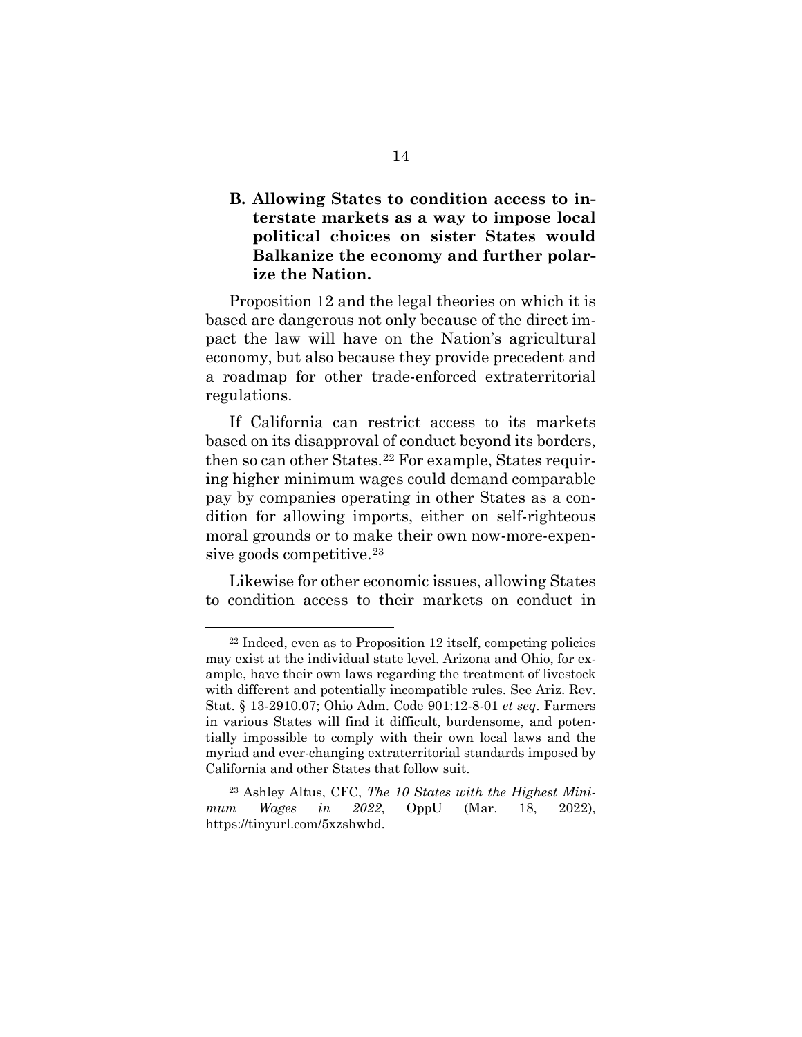### B. Allowing States to condition access to interstate markets as a way to impose local political choices on sister States would Balkanize the economy and further polarize the Nation.

Proposition 12 and the legal theories on which it is based are dangerous not only because of the direct impact the law will have on the Nation's agricultural economy, but also because they provide precedent and a roadmap for other trade-enforced extraterritorial regulations.

If California can restrict access to its markets based on its disapproval of conduct beyond its borders, then so can other States.[22] For example, States requiring higher minimum wages could demand comparable pay by companies operating in other States as a condition for allowing imports, either on self-righteous moral grounds or to make their own now-more-expensive goods competitive.[23]

Likewise for other economic issues, allowing States to condition access to their markets on conduct in

---

[22] Indeed, even as to Proposition 12 itself, competing policies may exist at the individual state level. Arizona and Ohio, for example, have their own laws regarding the treatment of livestock with different and potentially incompatible rules. See Ariz. Rev. Stat. § 13-2910.07; Ohio Adm. Code 901:12-8-01 *et seq*. Farmers in various States will find it difficult, burdensome, and potentially impossible to comply with their own local laws and the myriad and ever-changing extraterritorial standards imposed by California and other States that follow suit.

[23] Ashley Altus, CFC, *The 10 States with the Highest Minimum Wages in 2022*, OppU (Mar. 18, 2022), https://tinyurl.com/5xzshwbd.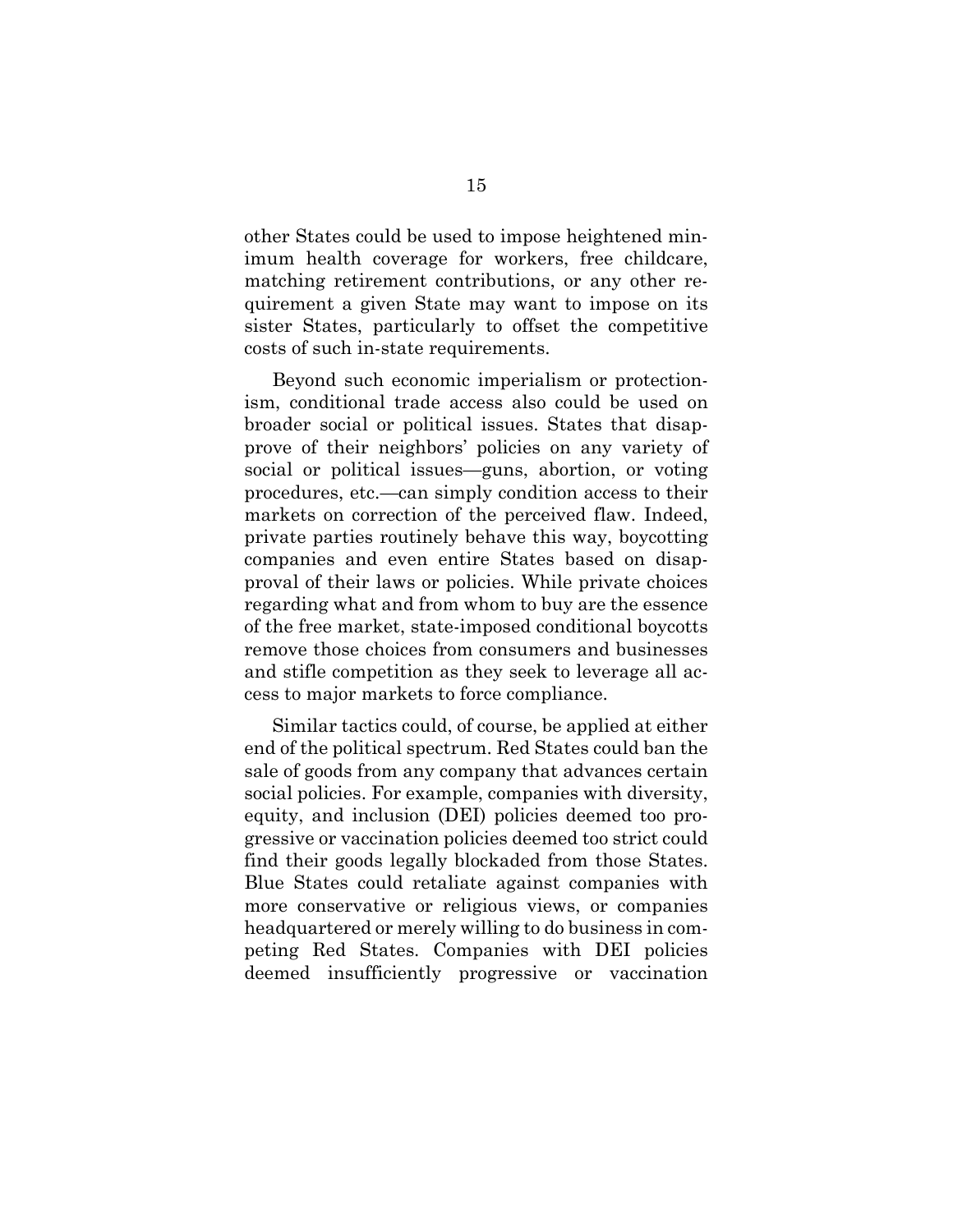other States could be used to impose heightened minimum health coverage for workers, free childcare, matching retirement contributions, or any other requirement a given State may want to impose on its sister States, particularly to offset the competitive costs of such in-state requirements.

Beyond such economic imperialism or protectionism, conditional trade access also could be used on broader social or political issues. States that disapprove of their neighbors' policies on any variety of social or political issues—guns, abortion, or voting procedures, etc.—can simply condition access to their markets on correction of the perceived flaw. Indeed, private parties routinely behave this way, boycotting companies and even entire States based on disapproval of their laws or policies. While private choices regarding what and from whom to buy are the essence of the free market, state-imposed conditional boycotts remove those choices from consumers and businesses and stifle competition as they seek to leverage all access to major markets to force compliance.

Similar tactics could, of course, be applied at either end of the political spectrum. Red States could ban the sale of goods from any company that advances certain social policies. For example, companies with diversity, equity, and inclusion (DEI) policies deemed too progressive or vaccination policies deemed too strict could find their goods legally blockaded from those States. Blue States could retaliate against companies with more conservative or religious views, or companies headquartered or merely willing to do business in competing Red States. Companies with DEI policies deemed insufficiently progressive or vaccination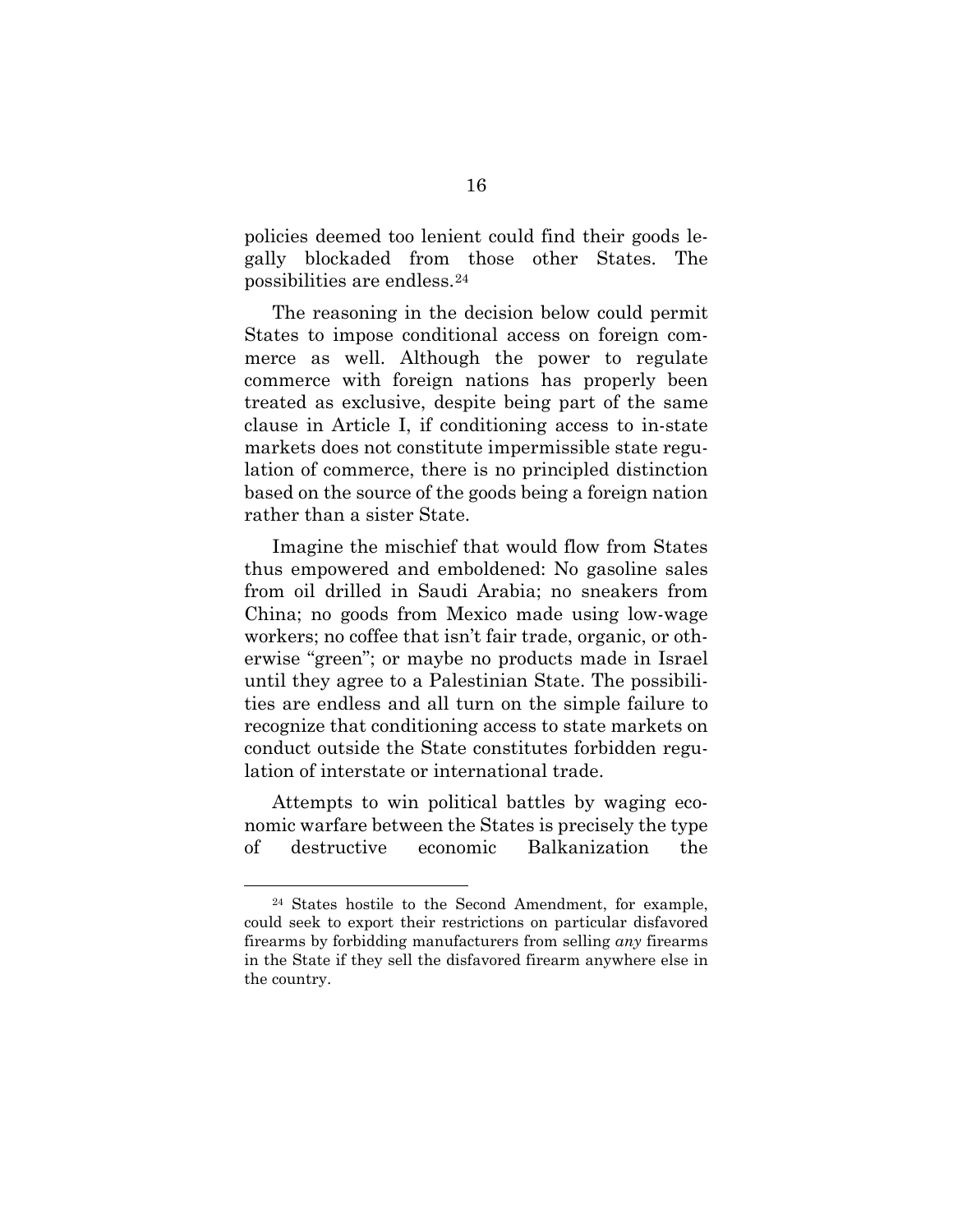policies deemed too lenient could find their goods legally blockaded from those other States. The possibilities are endless.[24]

The reasoning in the decision below could permit States to impose conditional access on foreign commerce as well. Although the power to regulate commerce with foreign nations has properly been treated as exclusive, despite being part of the same clause in Article I, if conditioning access to in-state markets does not constitute impermissible state regulation of commerce, there is no principled distinction based on the source of the goods being a foreign nation rather than a sister State.

Imagine the mischief that would flow from States thus empowered and emboldened: No gasoline sales from oil drilled in Saudi Arabia; no sneakers from China; no goods from Mexico made using low-wage workers; no coffee that isn't fair trade, organic, or otherwise "green"; or maybe no products made in Israel until they agree to a Palestinian State. The possibilities are endless and all turn on the simple failure to recognize that conditioning access to state markets on conduct outside the State constitutes forbidden regulation of interstate or international trade.

Attempts to win political battles by waging economic warfare between the States is precisely the type of destructive economic Balkanization the

---

[24] States hostile to the Second Amendment, for example, could seek to export their restrictions on particular disfavored firearms by forbidding manufacturers from selling *any* firearms in the State if they sell the disfavored firearm anywhere else in the country.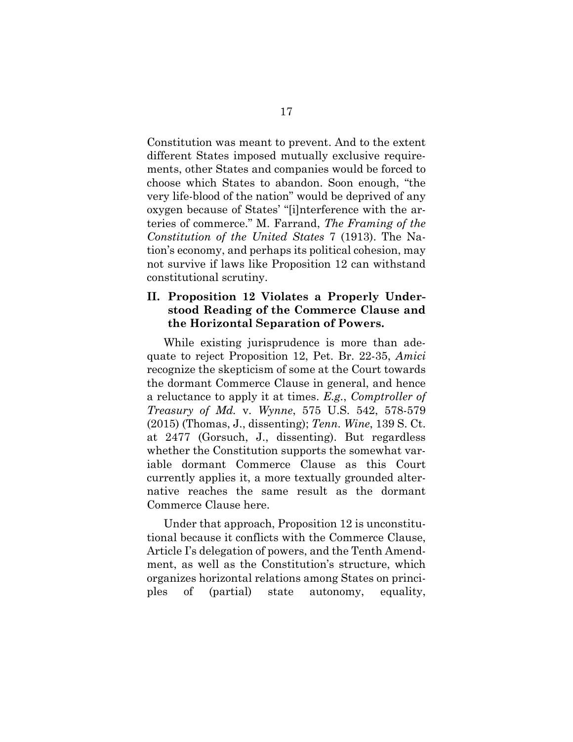Constitution was meant to prevent. And to the extent different States imposed mutually exclusive requirements, other States and companies would be forced to choose which States to abandon. Soon enough, "the very life-blood of the nation" would be deprived of any oxygen because of States' "[i]nterference with the arteries of commerce." M. Farrand, *The Framing of the Constitution of the United States* 7 (1913). The Nation's economy, and perhaps its political cohesion, may not survive if laws like Proposition 12 can withstand constitutional scrutiny.

## II. Proposition 12 Violates a Properly Understood Reading of the Commerce Clause and the Horizontal Separation of Powers.

While existing jurisprudence is more than adequate to reject Proposition 12, Pet. Br. 22-35, *Amici* recognize the skepticism of some at the Court towards the dormant Commerce Clause in general, and hence a reluctance to apply it at times. *E.g.*, *Comptroller of Treasury of Md.* v. *Wynne*, 575 U.S. 542, 578-579 (2015) (Thomas, J., dissenting); *Tenn. Wine*, 139 S. Ct. at 2477 (Gorsuch, J., dissenting). But regardless whether the Constitution supports the somewhat variable dormant Commerce Clause as this Court currently applies it, a more textually grounded alternative reaches the same result as the dormant Commerce Clause here.

Under that approach, Proposition 12 is unconstitutional because it conflicts with the Commerce Clause, Article I's delegation of powers, and the Tenth Amendment, as well as the Constitution's structure, which organizes horizontal relations among States on principles of (partial) state autonomy, equality,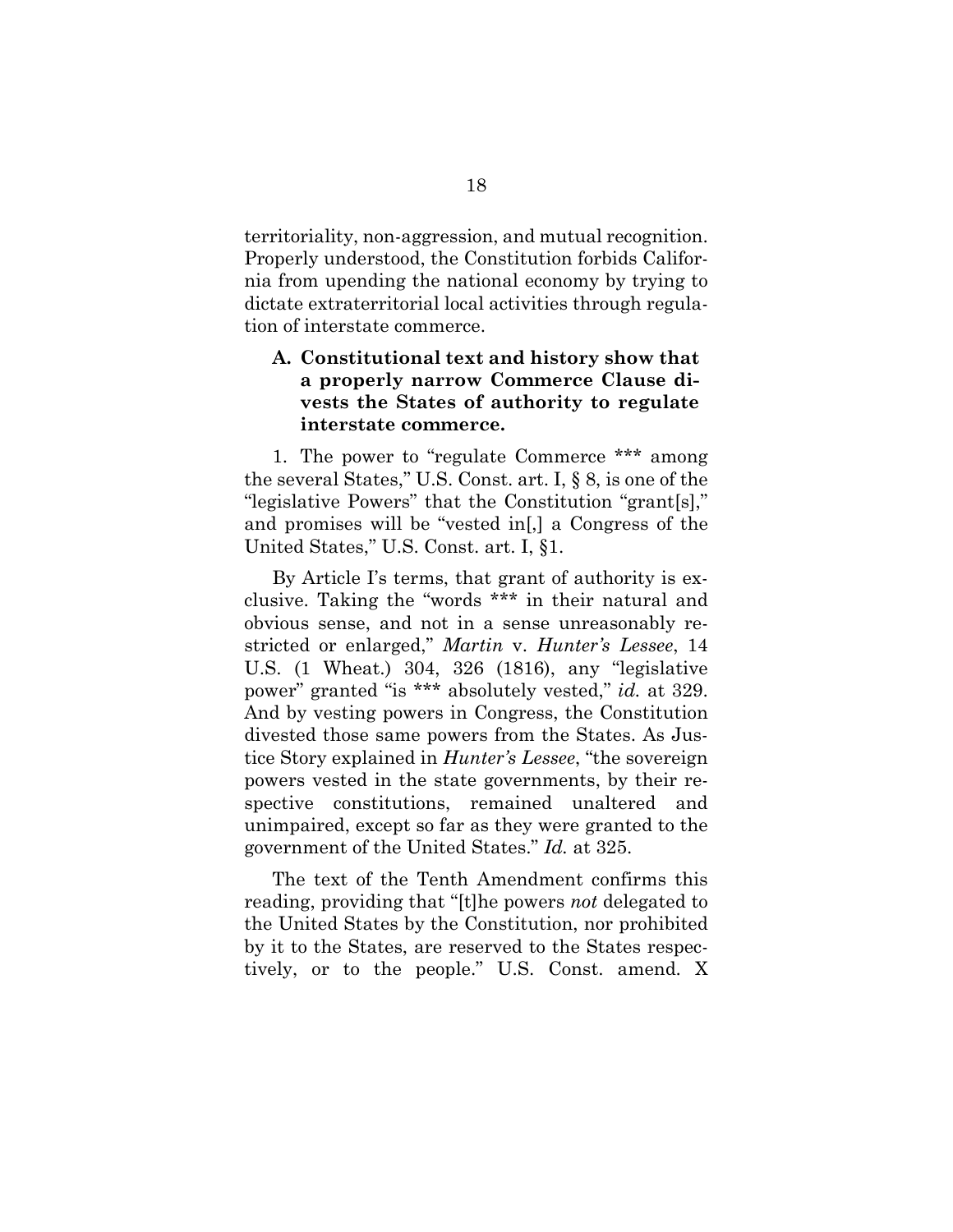territoriality, non-aggression, and mutual recognition. Properly understood, the Constitution forbids California from upending the national economy by trying to dictate extraterritorial local activities through regulation of interstate commerce.

### A. Constitutional text and history show that a properly narrow Commerce Clause divests the States of authority to regulate interstate commerce.

1. The power to "regulate Commerce *** among the several States," U.S. Const. art. I, § 8, is one of the "legislative Powers" that the Constitution "grant[s]," and promises will be "vested in[,] a Congress of the United States," U.S. Const. art. I, §1.

By Article I's terms, that grant of authority is exclusive. Taking the "words *** in their natural and obvious sense, and not in a sense unreasonably restricted or enlarged," *Martin* v. *Hunter's Lessee*, 14 U.S. (1 Wheat.) 304, 326 (1816), any "legislative power" granted "is *** absolutely vested," *id.* at 329. And by vesting powers in Congress, the Constitution divested those same powers from the States. As Justice Story explained in *Hunter's Lessee*, "the sovereign powers vested in the state governments, by their respective constitutions, remained unaltered and unimpaired, except so far as they were granted to the government of the United States." *Id.* at 325.

The text of the Tenth Amendment confirms this reading, providing that "[t]he powers *not* delegated to the United States by the Constitution, nor prohibited by it to the States, are reserved to the States respectively, or to the people." U.S. Const. amend. X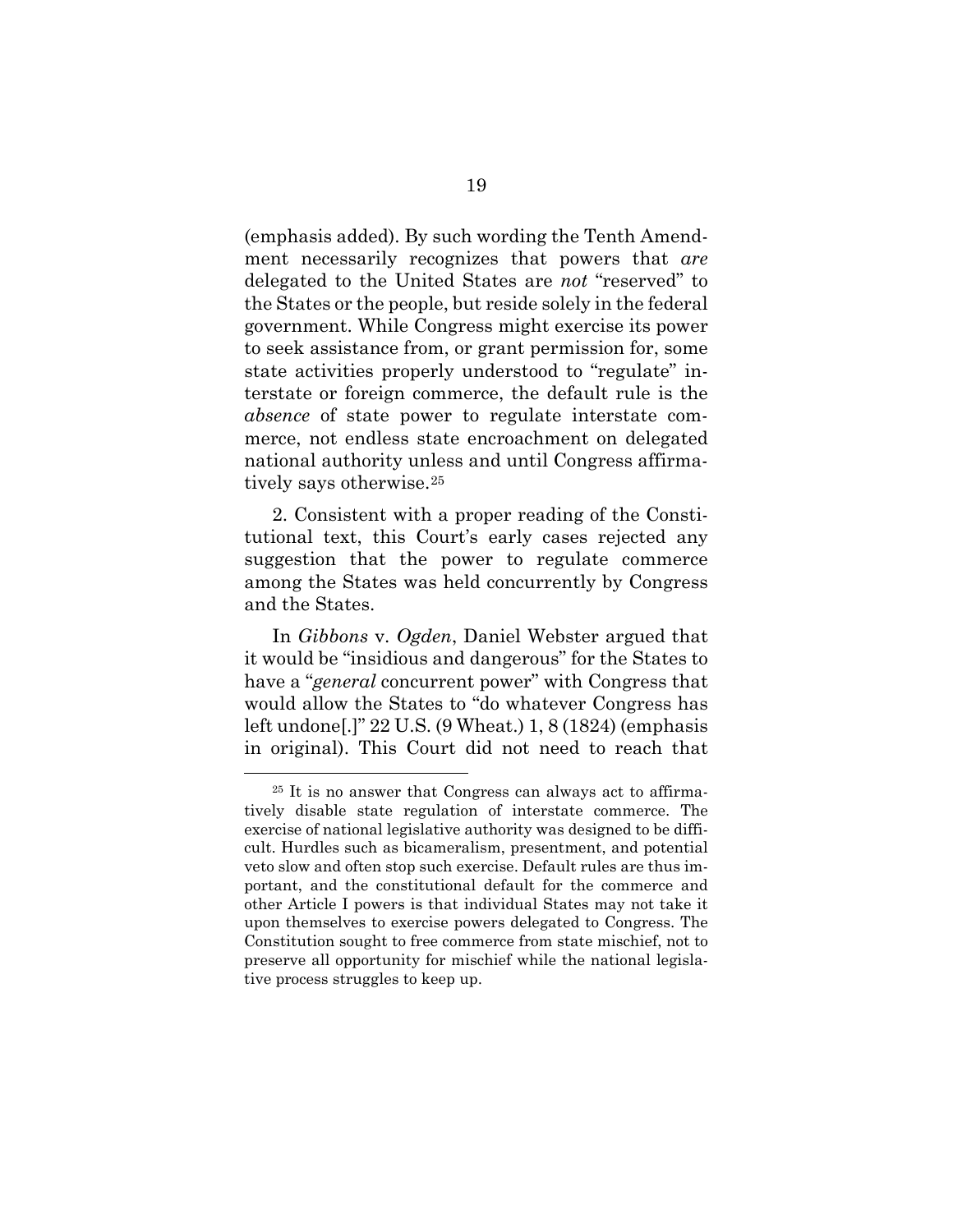(emphasis added). By such wording the Tenth Amendment necessarily recognizes that powers that *are* delegated to the United States are *not* "reserved" to the States or the people, but reside solely in the federal government. While Congress might exercise its power to seek assistance from, or grant permission for, some state activities properly understood to "regulate" interstate or foreign commerce, the default rule is the *absence* of state power to regulate interstate commerce, not endless state encroachment on delegated national authority unless and until Congress affirmatively says otherwise.[25]

2. Consistent with a proper reading of the Constitutional text, this Court's early cases rejected any suggestion that the power to regulate commerce among the States was held concurrently by Congress and the States.

In *Gibbons* v. *Ogden*, Daniel Webster argued that it would be "insidious and dangerous" for the States to have a "*general* concurrent power" with Congress that would allow the States to "do whatever Congress has left undone[.]" 22 U.S. (9 Wheat.) 1, 8 (1824) (emphasis in original). This Court did not need to reach that

---

[25] It is no answer that Congress can always act to affirmatively disable state regulation of interstate commerce. The exercise of national legislative authority was designed to be difficult. Hurdles such as bicameralism, presentment, and potential veto slow and often stop such exercise. Default rules are thus important, and the constitutional default for the commerce and other Article I powers is that individual States may not take it upon themselves to exercise powers delegated to Congress. The Constitution sought to free commerce from state mischief, not to preserve all opportunity for mischief while the national legislative process struggles to keep up.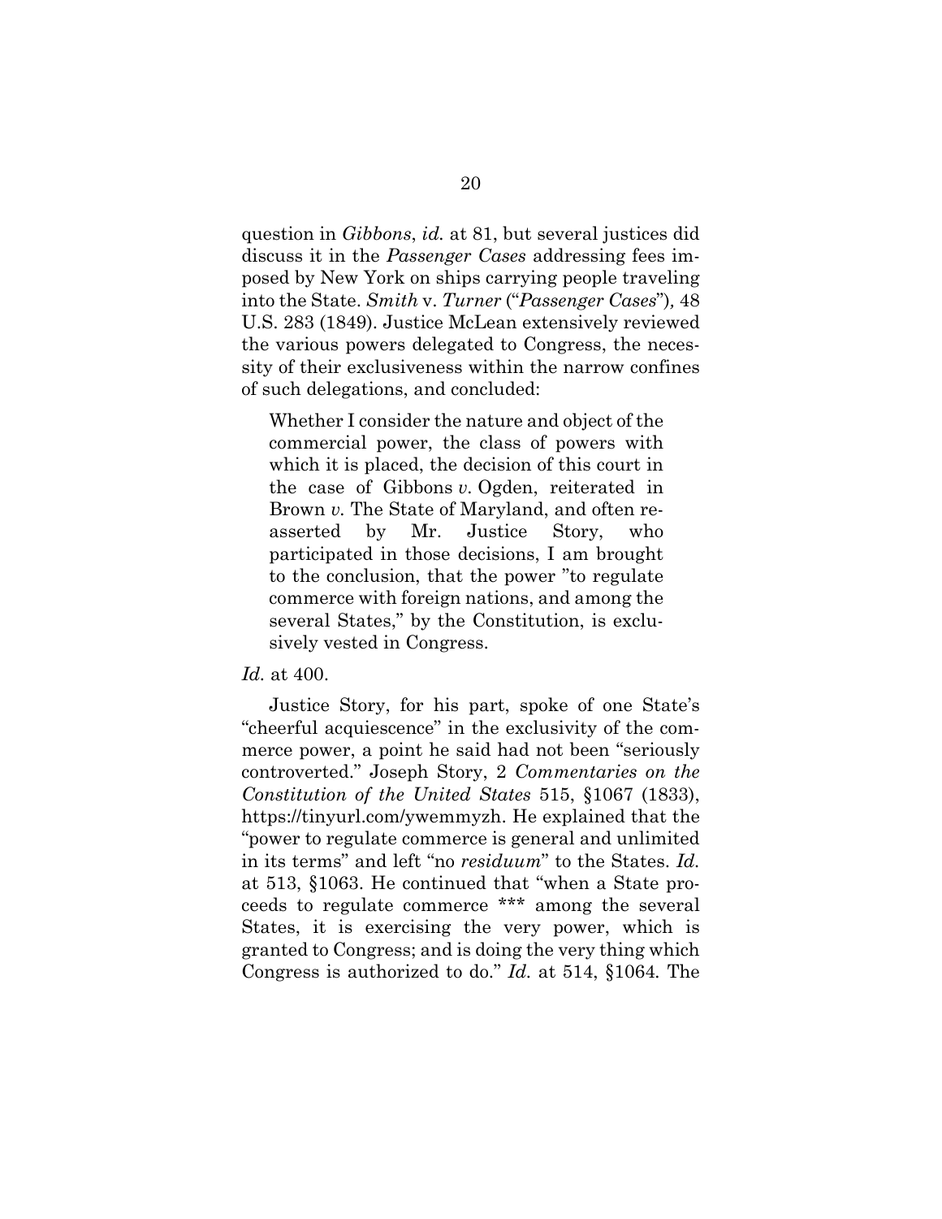question in *Gibbons*, *id.* at 81, but several justices did discuss it in the *Passenger Cases* addressing fees imposed by New York on ships carrying people traveling into the State. *Smith* v. *Turner* ("*Passenger Cases*")*,* 48 U.S. 283 (1849). Justice McLean extensively reviewed the various powers delegated to Congress, the necessity of their exclusiveness within the narrow confines of such delegations, and concluded:

> Whether I consider the nature and object of the commercial power, the class of powers with which it is placed, the decision of this court in the case of Gibbons *v.* Ogden, reiterated in Brown *v.* The State of Maryland, and often reasserted by Mr. Justice Story, who participated in those decisions, I am brought to the conclusion, that the power "to regulate commerce with foreign nations, and among the several States," by the Constitution, is exclusively vested in Congress.

*Id.* at 400.

Justice Story, for his part, spoke of one State's "cheerful acquiescence" in the exclusivity of the commerce power, a point he said had not been "seriously controverted." Joseph Story, 2 *Commentaries on the Constitution of the United States* 515, §1067 (1833), https://tinyurl.com/ywemmyzh. He explained that the "power to regulate commerce is general and unlimited in its terms" and left "no *residuum*" to the States. *Id.* at 513, §1063. He continued that "when a State proceeds to regulate commerce *** among the several States, it is exercising the very power, which is granted to Congress; and is doing the very thing which Congress is authorized to do." *Id.* at 514, §1064. The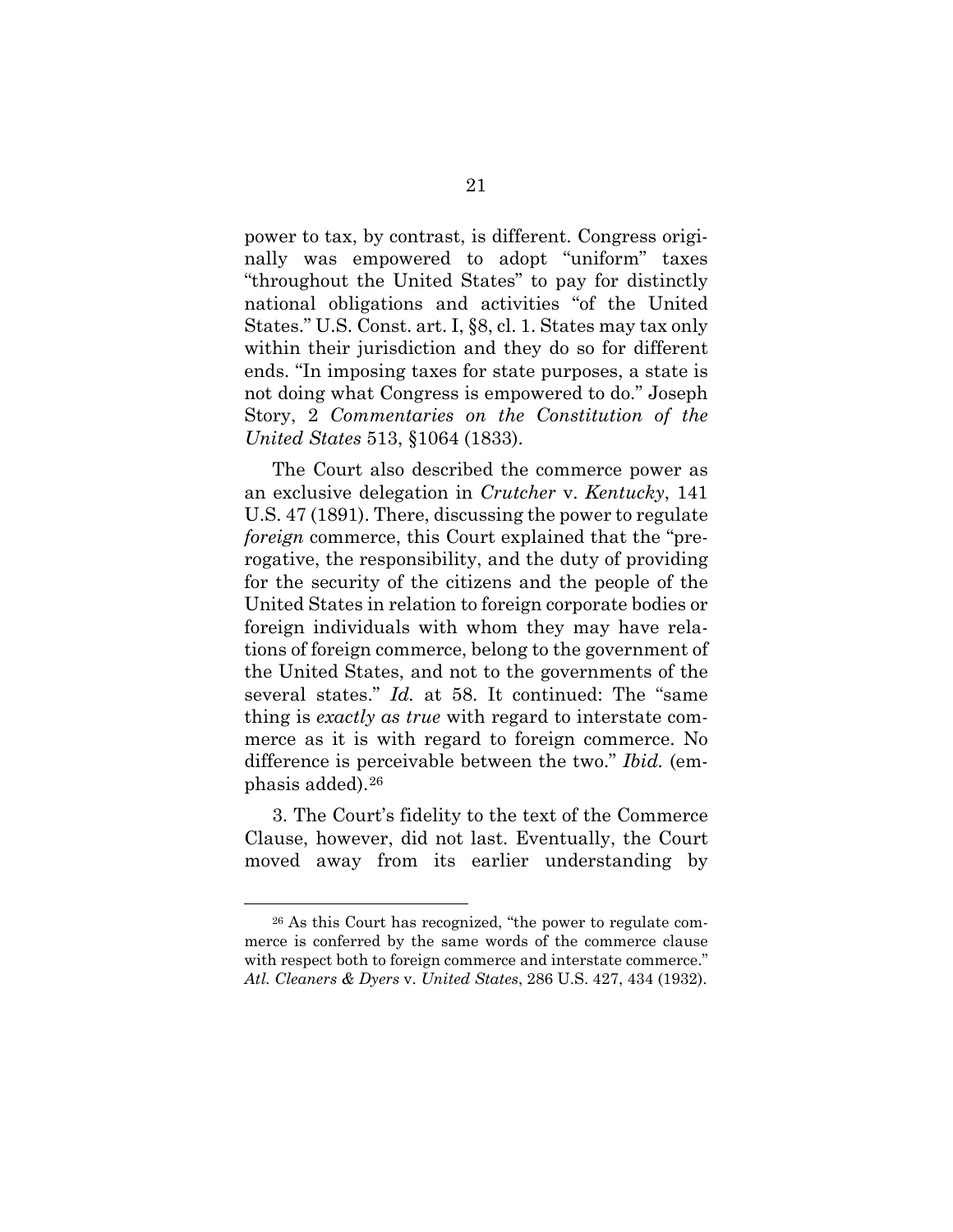power to tax, by contrast, is different. Congress originally was empowered to adopt "uniform" taxes "throughout the United States" to pay for distinctly national obligations and activities "of the United States." U.S. Const. art. I, §8, cl. 1. States may tax only within their jurisdiction and they do so for different ends. "In imposing taxes for state purposes, a state is not doing what Congress is empowered to do." Joseph Story, 2 *Commentaries on the Constitution of the United States* 513, §1064 (1833).

The Court also described the commerce power as an exclusive delegation in *Crutcher* v. *Kentucky*, 141 U.S. 47 (1891). There, discussing the power to regulate *foreign* commerce, this Court explained that the "prerogative, the responsibility, and the duty of providing for the security of the citizens and the people of the United States in relation to foreign corporate bodies or foreign individuals with whom they may have relations of foreign commerce, belong to the government of the United States, and not to the governments of the several states." *Id.* at 58. It continued: The "same thing is *exactly as true* with regard to interstate commerce as it is with regard to foreign commerce. No difference is perceivable between the two." *Ibid.* (emphasis added).[26]

3. The Court's fidelity to the text of the Commerce Clause, however, did not last. Eventually, the Court moved away from its earlier understanding by

---

[26] As this Court has recognized, "the power to regulate commerce is conferred by the same words of the commerce clause with respect both to foreign commerce and interstate commerce." *Atl. Cleaners & Dyers* v. *United States*, 286 U.S. 427, 434 (1932).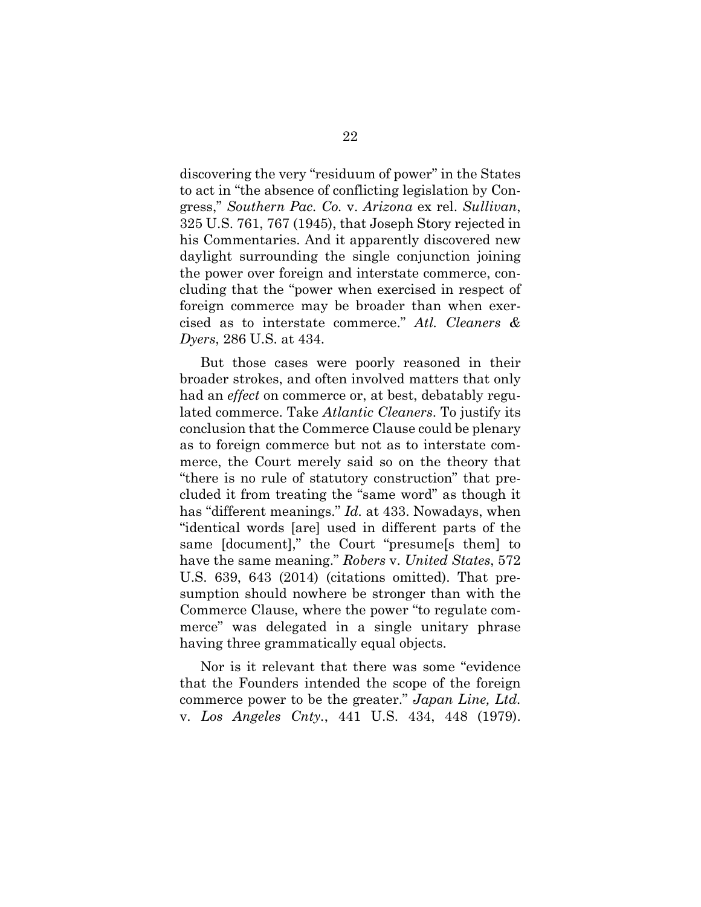discovering the very "residuum of power" in the States to act in "the absence of conflicting legislation by Congress," *Southern Pac. Co.* v. *Arizona* ex rel. *Sullivan*, 325 U.S. 761, 767 (1945), that Joseph Story rejected in his Commentaries. And it apparently discovered new daylight surrounding the single conjunction joining the power over foreign and interstate commerce, concluding that the "power when exercised in respect of foreign commerce may be broader than when exercised as to interstate commerce." *Atl. Cleaners & Dyers*, 286 U.S. at 434.

But those cases were poorly reasoned in their broader strokes, and often involved matters that only had an *effect* on commerce or, at best, debatably regulated commerce. Take *Atlantic Cleaners*. To justify its conclusion that the Commerce Clause could be plenary as to foreign commerce but not as to interstate commerce, the Court merely said so on the theory that "there is no rule of statutory construction" that precluded it from treating the "same word" as though it has "different meanings." *Id.* at 433. Nowadays, when "identical words [are] used in different parts of the same [document]," the Court "presume[s them] to have the same meaning." *Robers* v. *United States*, 572 U.S. 639, 643 (2014) (citations omitted). That presumption should nowhere be stronger than with the Commerce Clause, where the power "to regulate commerce" was delegated in a single unitary phrase having three grammatically equal objects.

Nor is it relevant that there was some "evidence that the Founders intended the scope of the foreign commerce power to be the greater." *Japan Line, Ltd.* v. *Los Angeles Cnty.*, 441 U.S. 434, 448 (1979).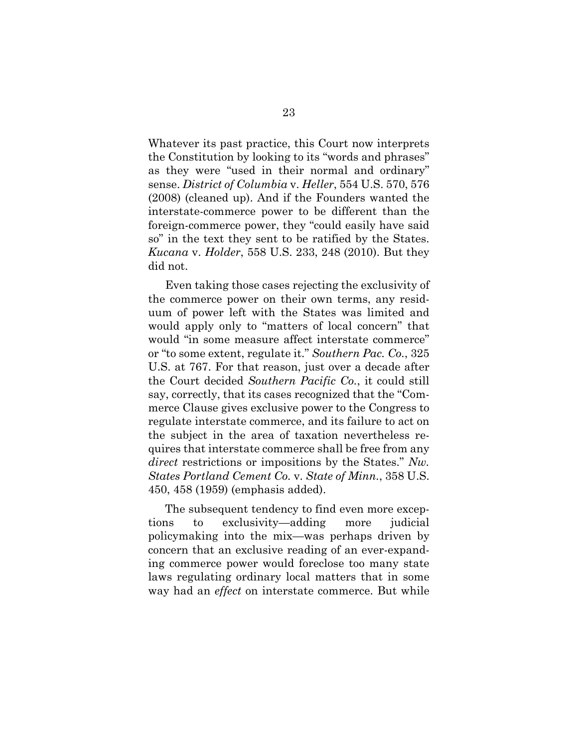Whatever its past practice, this Court now interprets the Constitution by looking to its "words and phrases" as they were "used in their normal and ordinary" sense. *District of Columbia* v. *Heller*, 554 U.S. 570, 576 (2008) (cleaned up). And if the Founders wanted the interstate-commerce power to be different than the foreign-commerce power, they "could easily have said so" in the text they sent to be ratified by the States. *Kucana* v. *Holder*, 558 U.S. 233, 248 (2010). But they did not.

Even taking those cases rejecting the exclusivity of the commerce power on their own terms, any residuum of power left with the States was limited and would apply only to "matters of local concern" that would "in some measure affect interstate commerce" or "to some extent, regulate it." *Southern Pac. Co.*, 325 U.S. at 767. For that reason, just over a decade after the Court decided *Southern Pacific Co.*, it could still say, correctly, that its cases recognized that the "Commerce Clause gives exclusive power to the Congress to regulate interstate commerce, and its failure to act on the subject in the area of taxation nevertheless requires that interstate commerce shall be free from any *direct* restrictions or impositions by the States." *Nw. States Portland Cement Co.* v. *State of Minn.*, 358 U.S. 450, 458 (1959) (emphasis added).

The subsequent tendency to find even more exceptions to exclusivity—adding more judicial policymaking into the mix—was perhaps driven by concern that an exclusive reading of an ever-expanding commerce power would foreclose too many state laws regulating ordinary local matters that in some way had an *effect* on interstate commerce. But while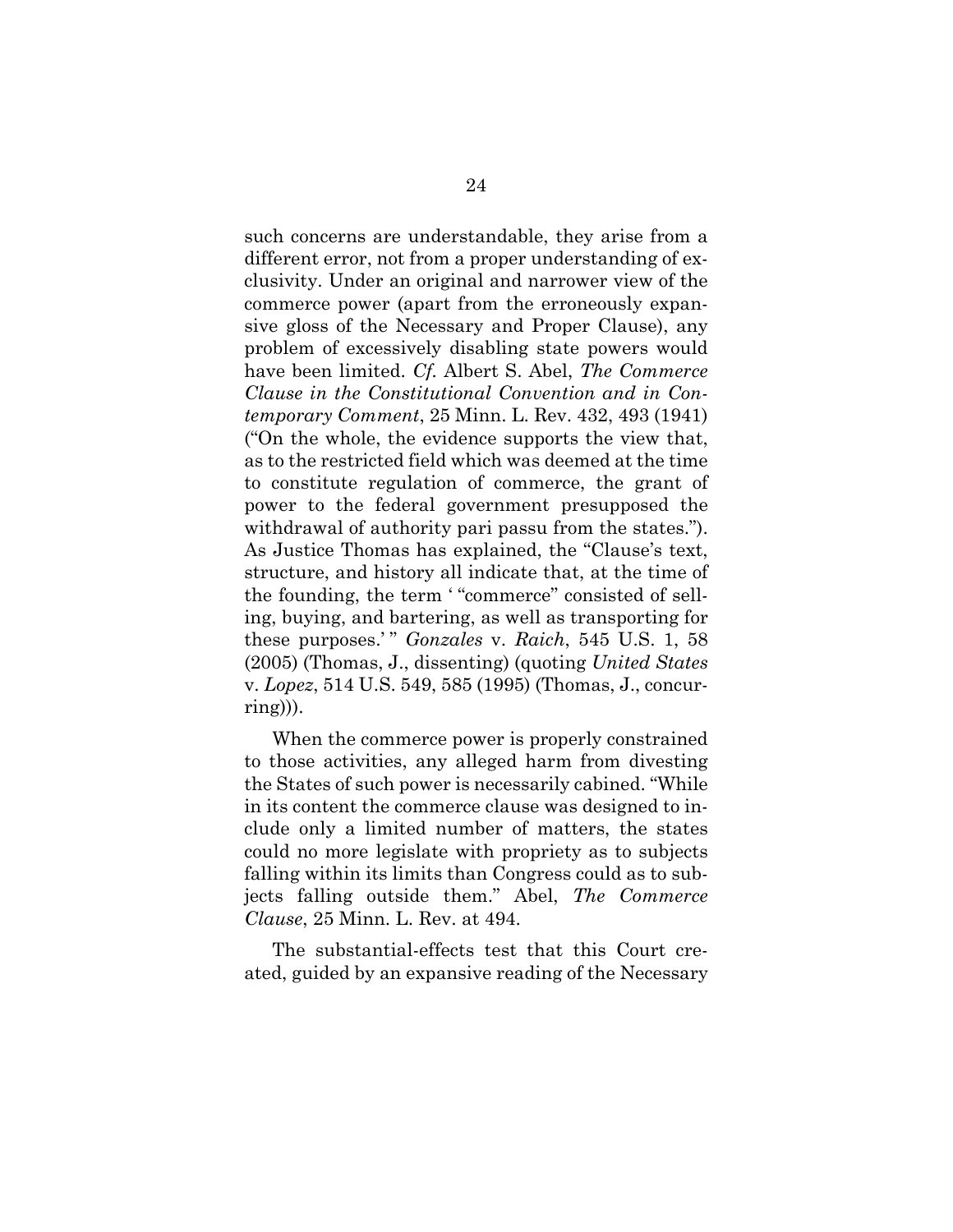such concerns are understandable, they arise from a different error, not from a proper understanding of exclusivity. Under an original and narrower view of the commerce power (apart from the erroneously expansive gloss of the Necessary and Proper Clause), any problem of excessively disabling state powers would have been limited. *Cf.* Albert S. Abel, *The Commerce Clause in the Constitutional Convention and in Contemporary Comment*, 25 Minn. L. Rev. 432, 493 (1941) ("On the whole, the evidence supports the view that, as to the restricted field which was deemed at the time to constitute regulation of commerce, the grant of power to the federal government presupposed the withdrawal of authority pari passu from the states."). As Justice Thomas has explained, the "Clause's text, structure, and history all indicate that, at the time of the founding, the term ' "commerce" consisted of selling, buying, and bartering, as well as transporting for these purposes.' " *Gonzales* v. *Raich*, 545 U.S. 1, 58 (2005) (Thomas, J., dissenting) (quoting *United States* v. *Lopez*, 514 U.S. 549, 585 (1995) (Thomas, J., concurring))).

When the commerce power is properly constrained to those activities, any alleged harm from divesting the States of such power is necessarily cabined. "While in its content the commerce clause was designed to include only a limited number of matters, the states could no more legislate with propriety as to subjects falling within its limits than Congress could as to subjects falling outside them." Abel, *The Commerce Clause*, 25 Minn. L. Rev. at 494.

The substantial-effects test that this Court created, guided by an expansive reading of the Necessary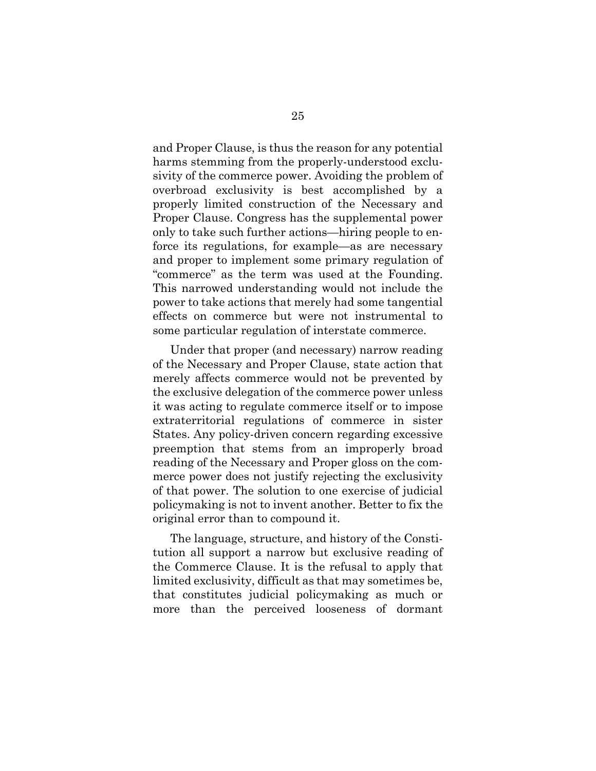and Proper Clause, is thus the reason for any potential harms stemming from the properly-understood exclusivity of the commerce power. Avoiding the problem of overbroad exclusivity is best accomplished by a properly limited construction of the Necessary and Proper Clause. Congress has the supplemental power only to take such further actions—hiring people to enforce its regulations, for example—as are necessary and proper to implement some primary regulation of "commerce" as the term was used at the Founding. This narrowed understanding would not include the power to take actions that merely had some tangential effects on commerce but were not instrumental to some particular regulation of interstate commerce.

Under that proper (and necessary) narrow reading of the Necessary and Proper Clause, state action that merely affects commerce would not be prevented by the exclusive delegation of the commerce power unless it was acting to regulate commerce itself or to impose extraterritorial regulations of commerce in sister States. Any policy-driven concern regarding excessive preemption that stems from an improperly broad reading of the Necessary and Proper gloss on the commerce power does not justify rejecting the exclusivity of that power. The solution to one exercise of judicial policymaking is not to invent another. Better to fix the original error than to compound it.

The language, structure, and history of the Constitution all support a narrow but exclusive reading of the Commerce Clause. It is the refusal to apply that limited exclusivity, difficult as that may sometimes be, that constitutes judicial policymaking as much or more than the perceived looseness of dormant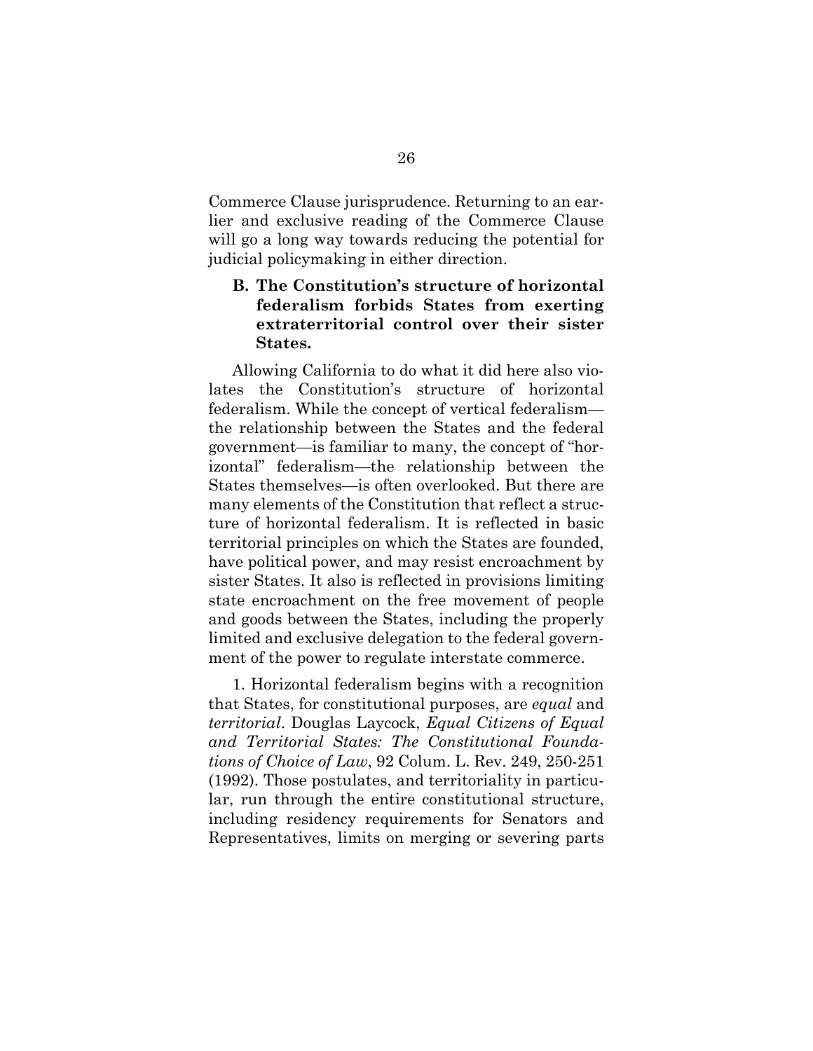Commerce Clause jurisprudence. Returning to an earlier and exclusive reading of the Commerce Clause will go a long way towards reducing the potential for judicial policymaking in either direction.

### B. The Constitution's structure of horizontal federalism forbids States from exerting extraterritorial control over their sister States.

Allowing California to do what it did here also violates the Constitution's structure of horizontal federalism. While the concept of vertical federalism—the relationship between the States and the federal government—is familiar to many, the concept of "horizontal" federalism—the relationship between the States themselves—is often overlooked. But there are many elements of the Constitution that reflect a structure of horizontal federalism. It is reflected in basic territorial principles on which the States are founded, have political power, and may resist encroachment by sister States. It also is reflected in provisions limiting state encroachment on the free movement of people and goods between the States, including the properly limited and exclusive delegation to the federal government of the power to regulate interstate commerce.

1. Horizontal federalism begins with a recognition that States, for constitutional purposes, are *equal* and *territorial*. Douglas Laycock, *Equal Citizens of Equal and Territorial States: The Constitutional Foundations of Choice of Law*, 92 Colum. L. Rev. 249, 250-251 (1992). Those postulates, and territoriality in particular, run through the entire constitutional structure, including residency requirements for Senators and Representatives, limits on merging or severing parts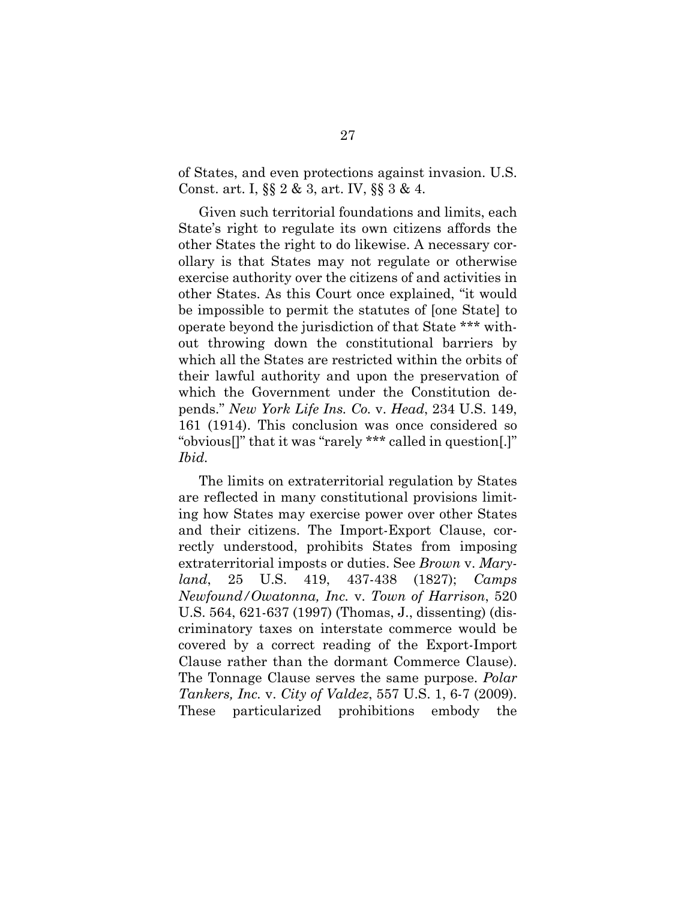of States, and even protections against invasion. U.S. Const. art. I, §§ 2 & 3, art. IV, §§ 3 & 4.

Given such territorial foundations and limits, each State's right to regulate its own citizens affords the other States the right to do likewise. A necessary corollary is that States may not regulate or otherwise exercise authority over the citizens of and activities in other States. As this Court once explained, "it would be impossible to permit the statutes of [one State] to operate beyond the jurisdiction of that State *** without throwing down the constitutional barriers by which all the States are restricted within the orbits of their lawful authority and upon the preservation of which the Government under the Constitution depends." *New York Life Ins. Co.* v. *Head*, 234 U.S. 149, 161 (1914). This conclusion was once considered so "obvious[]" that it was "rarely *** called in question[.]" *Ibid.*

The limits on extraterritorial regulation by States are reflected in many constitutional provisions limiting how States may exercise power over other States and their citizens. The Import-Export Clause, correctly understood, prohibits States from imposing extraterritorial imposts or duties. See *Brown* v. *Maryland*, 25 U.S. 419, 437-438 (1827); *Camps Newfound/Owatonna, Inc.* v. *Town of Harrison*, 520 U.S. 564, 621-637 (1997) (Thomas, J., dissenting) (discriminatory taxes on interstate commerce would be covered by a correct reading of the Export-Import Clause rather than the dormant Commerce Clause). The Tonnage Clause serves the same purpose. *Polar Tankers, Inc.* v. *City of Valdez*, 557 U.S. 1, 6-7 (2009). These particularized prohibitions embody the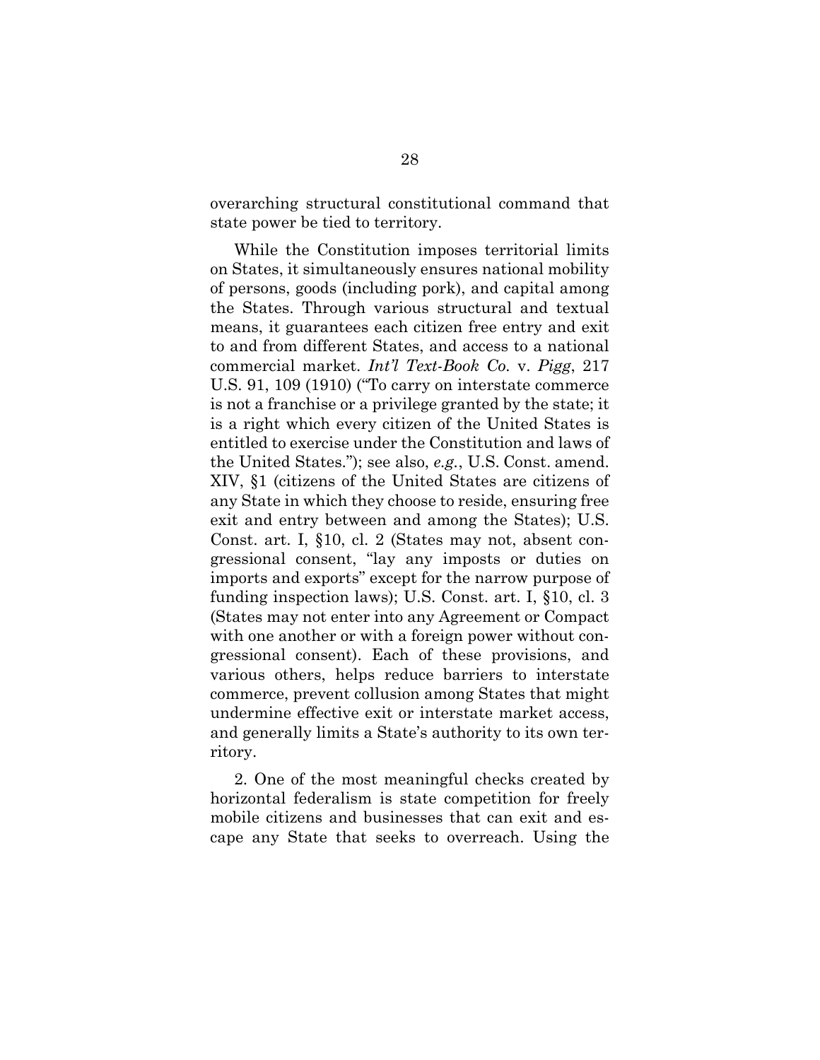overarching structural constitutional command that state power be tied to territory.

While the Constitution imposes territorial limits on States, it simultaneously ensures national mobility of persons, goods (including pork), and capital among the States. Through various structural and textual means, it guarantees each citizen free entry and exit to and from different States, and access to a national commercial market. *Int'l Text-Book Co.* v. *Pigg*, 217 U.S. 91, 109 (1910) ("To carry on interstate commerce is not a franchise or a privilege granted by the state; it is a right which every citizen of the United States is entitled to exercise under the Constitution and laws of the United States."); see also, *e.g.*, U.S. Const. amend. XIV, §1 (citizens of the United States are citizens of any State in which they choose to reside, ensuring free exit and entry between and among the States); U.S. Const. art. I, §10, cl. 2 (States may not, absent congressional consent, "lay any imposts or duties on imports and exports" except for the narrow purpose of funding inspection laws); U.S. Const. art. I, §10, cl. 3 (States may not enter into any Agreement or Compact with one another or with a foreign power without congressional consent). Each of these provisions, and various others, helps reduce barriers to interstate commerce, prevent collusion among States that might undermine effective exit or interstate market access, and generally limits a State's authority to its own territory.

2. One of the most meaningful checks created by horizontal federalism is state competition for freely mobile citizens and businesses that can exit and escape any State that seeks to overreach. Using the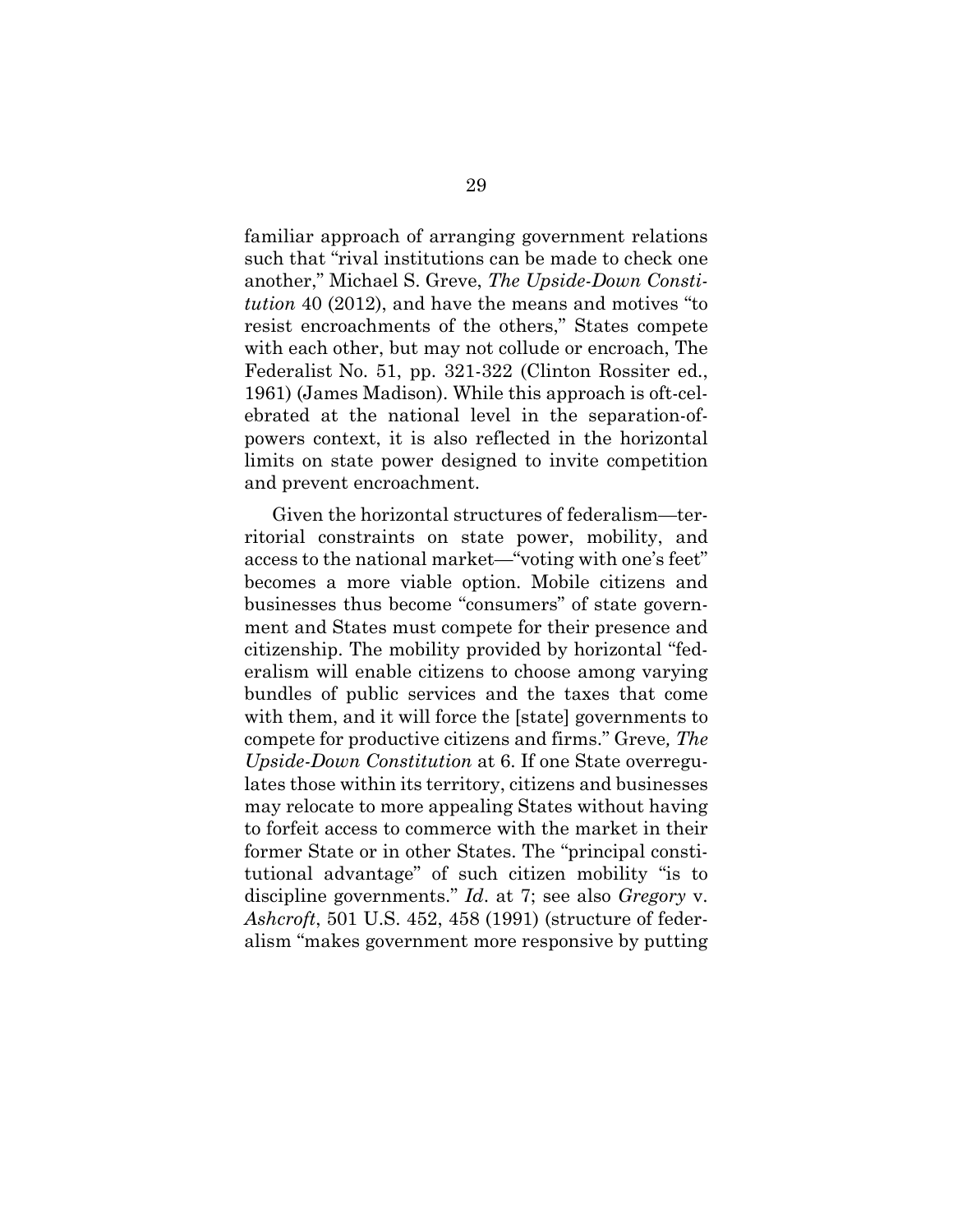familiar approach of arranging government relations such that "rival institutions can be made to check one another," Michael S. Greve, *The Upside-Down Constitution* 40 (2012), and have the means and motives "to resist encroachments of the others," States compete with each other, but may not collude or encroach, The Federalist No. 51, pp. 321-322 (Clinton Rossiter ed., 1961) (James Madison). While this approach is oft-celebrated at the national level in the separation-of-powers context, it is also reflected in the horizontal limits on state power designed to invite competition and prevent encroachment.

Given the horizontal structures of federalism—territorial constraints on state power, mobility, and access to the national market—"voting with one's feet" becomes a more viable option. Mobile citizens and businesses thus become "consumers" of state government and States must compete for their presence and citizenship. The mobility provided by horizontal "federalism will enable citizens to choose among varying bundles of public services and the taxes that come with them, and it will force the [state] governments to compete for productive citizens and firms." Greve*, The Upside-Down Constitution* at 6. If one State overregulates those within its territory, citizens and businesses may relocate to more appealing States without having to forfeit access to commerce with the market in their former State or in other States. The "principal constitutional advantage" of such citizen mobility "is to discipline governments." *Id*. at 7; see also *Gregory* v. *Ashcroft*, 501 U.S. 452, 458 (1991) (structure of federalism "makes government more responsive by putting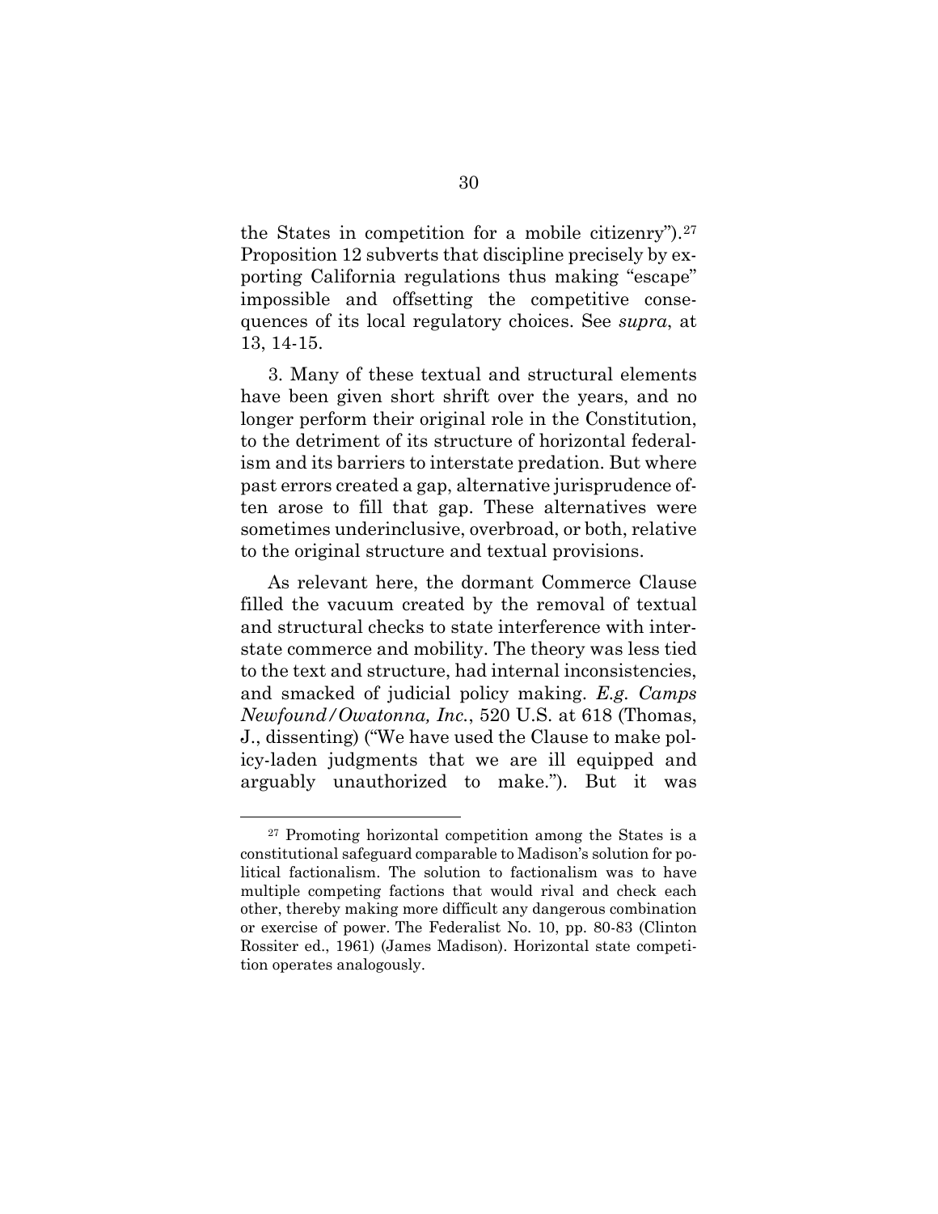the States in competition for a mobile citizenry").[27] Proposition 12 subverts that discipline precisely by exporting California regulations thus making "escape" impossible and offsetting the competitive consequences of its local regulatory choices. See *supra*, at 13, 14-15.

3. Many of these textual and structural elements have been given short shrift over the years, and no longer perform their original role in the Constitution, to the detriment of its structure of horizontal federalism and its barriers to interstate predation. But where past errors created a gap, alternative jurisprudence often arose to fill that gap. These alternatives were sometimes underinclusive, overbroad, or both, relative to the original structure and textual provisions.

As relevant here, the dormant Commerce Clause filled the vacuum created by the removal of textual and structural checks to state interference with interstate commerce and mobility. The theory was less tied to the text and structure, had internal inconsistencies, and smacked of judicial policy making. *E.g. Camps Newfound/Owatonna, Inc.*, 520 U.S. at 618 (Thomas, J., dissenting) ("We have used the Clause to make policy-laden judgments that we are ill equipped and arguably unauthorized to make."). But it was

---

[27] Promoting horizontal competition among the States is a constitutional safeguard comparable to Madison's solution for political factionalism. The solution to factionalism was to have multiple competing factions that would rival and check each other, thereby making more difficult any dangerous combination or exercise of power. The Federalist No. 10, pp. 80-83 (Clinton Rossiter ed., 1961) (James Madison). Horizontal state competition operates analogously.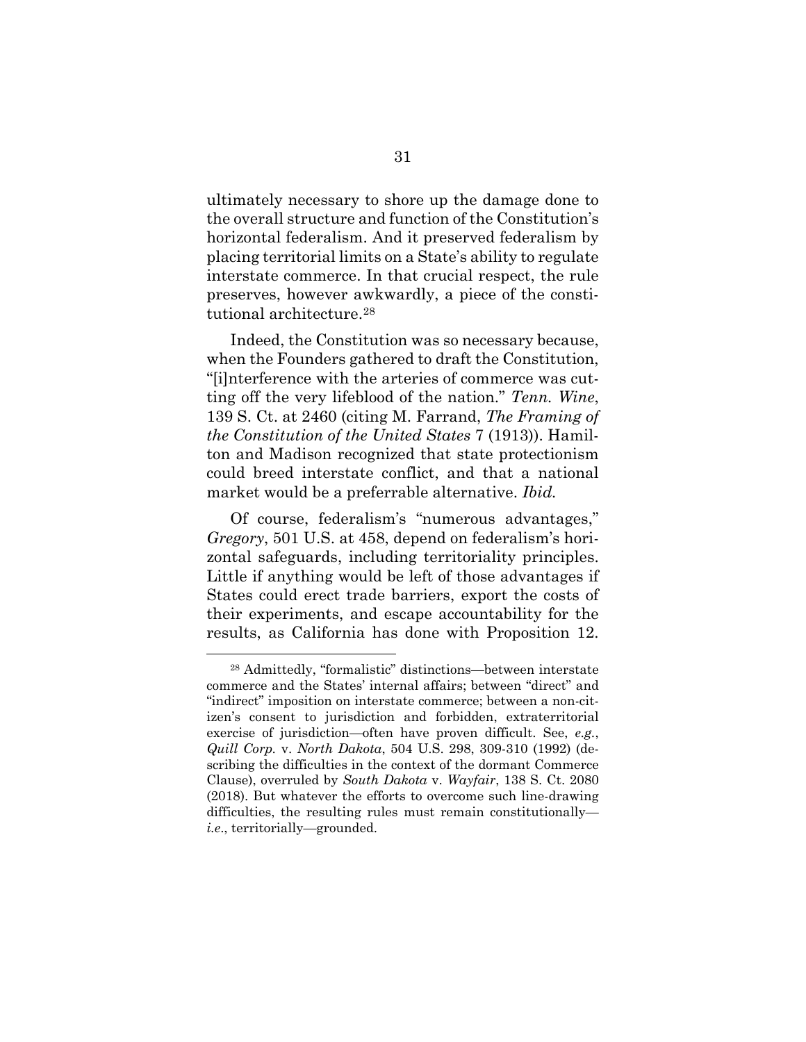ultimately necessary to shore up the damage done to the overall structure and function of the Constitution's horizontal federalism. And it preserved federalism by placing territorial limits on a State's ability to regulate interstate commerce. In that crucial respect, the rule preserves, however awkwardly, a piece of the constitutional architecture.[28]

Indeed, the Constitution was so necessary because, when the Founders gathered to draft the Constitution, "[i]nterference with the arteries of commerce was cutting off the very lifeblood of the nation." *Tenn. Wine*, 139 S. Ct. at 2460 (citing M. Farrand, *The Framing of the Constitution of the United States* 7 (1913)). Hamilton and Madison recognized that state protectionism could breed interstate conflict, and that a national market would be a preferrable alternative. *Ibid.*

Of course, federalism's "numerous advantages," *Gregory*, 501 U.S. at 458, depend on federalism's horizontal safeguards, including territoriality principles. Little if anything would be left of those advantages if States could erect trade barriers, export the costs of their experiments, and escape accountability for the results, as California has done with Proposition 12.

---

[28] Admittedly, "formalistic" distinctions—between interstate commerce and the States' internal affairs; between "direct" and "indirect" imposition on interstate commerce; between a non-citizen's consent to jurisdiction and forbidden, extraterritorial exercise of jurisdiction—often have proven difficult. See, *e.g.*, *Quill Corp.* v. *North Dakota*, 504 U.S. 298, 309-310 (1992) (describing the difficulties in the context of the dormant Commerce Clause), overruled by *South Dakota* v. *Wayfair*, 138 S. Ct. 2080 (2018). But whatever the efforts to overcome such line-drawing difficulties, the resulting rules must remain constitutionally—*i.e.*, territorially—grounded.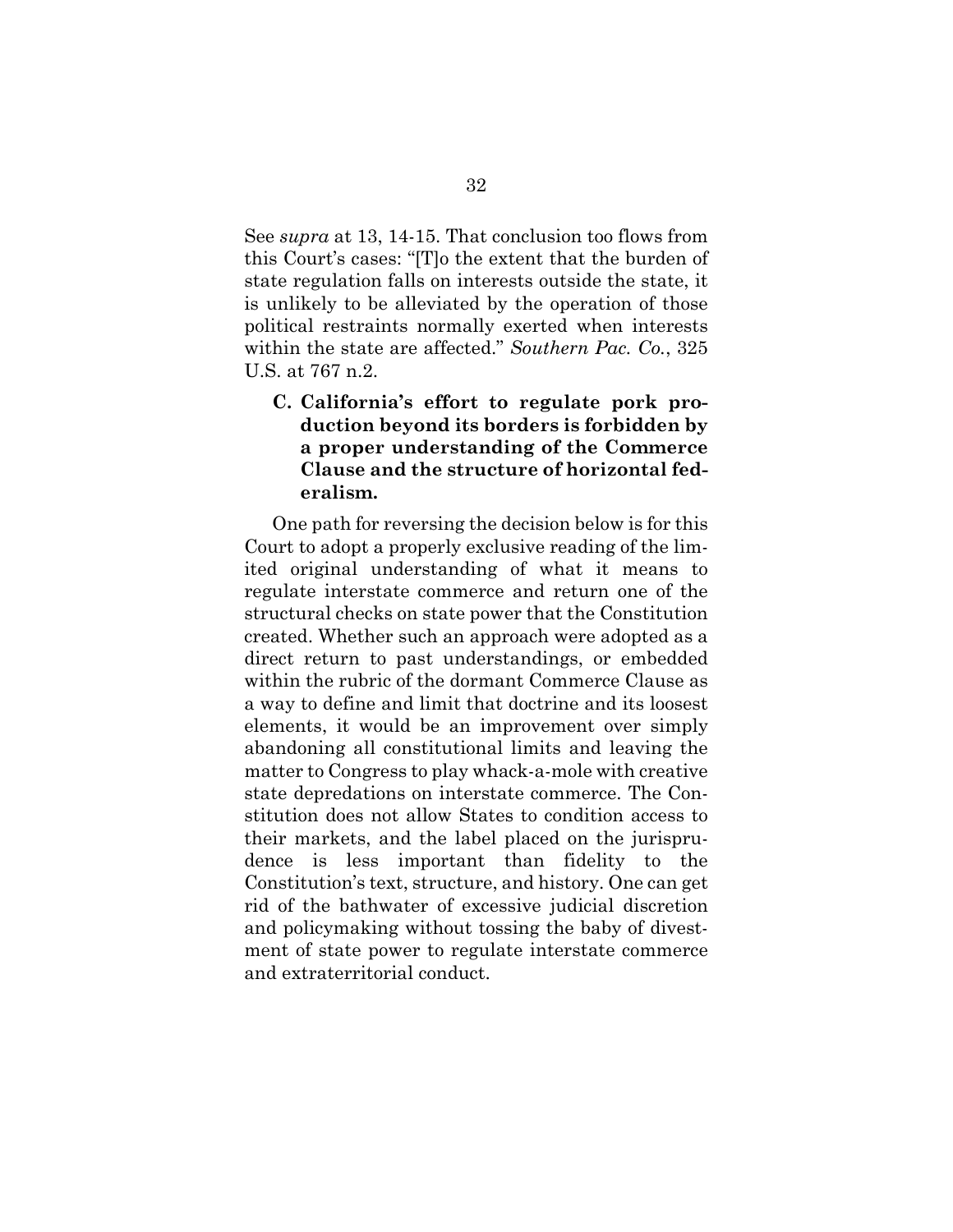See *supra* at 13, 14-15. That conclusion too flows from this Court's cases: "[T]o the extent that the burden of state regulation falls on interests outside the state, it is unlikely to be alleviated by the operation of those political restraints normally exerted when interests within the state are affected." *Southern Pac. Co.*, 325 U.S. at 767 n.2.

### C. California's effort to regulate pork production beyond its borders is forbidden by a proper understanding of the Commerce Clause and the structure of horizontal federalism.

One path for reversing the decision below is for this Court to adopt a properly exclusive reading of the limited original understanding of what it means to regulate interstate commerce and return one of the structural checks on state power that the Constitution created. Whether such an approach were adopted as a direct return to past understandings, or embedded within the rubric of the dormant Commerce Clause as a way to define and limit that doctrine and its loosest elements, it would be an improvement over simply abandoning all constitutional limits and leaving the matter to Congress to play whack-a-mole with creative state depredations on interstate commerce. The Constitution does not allow States to condition access to their markets, and the label placed on the jurisprudence is less important than fidelity to the Constitution's text, structure, and history. One can get rid of the bathwater of excessive judicial discretion and policymaking without tossing the baby of divestment of state power to regulate interstate commerce and extraterritorial conduct.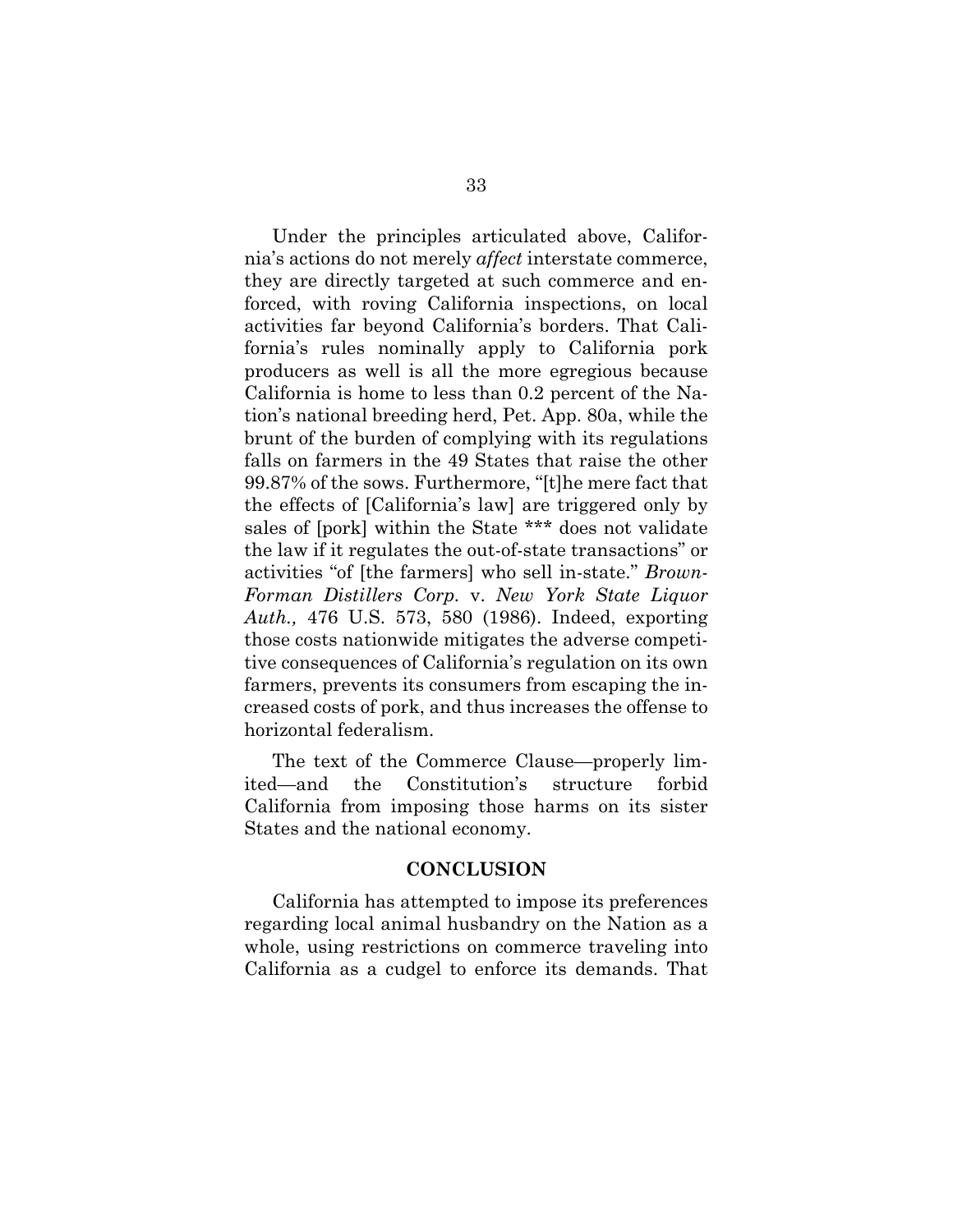Under the principles articulated above, California's actions do not merely *affect* interstate commerce, they are directly targeted at such commerce and enforced, with roving California inspections, on local activities far beyond California's borders. That California's rules nominally apply to California pork producers as well is all the more egregious because California is home to less than 0.2 percent of the Nation's national breeding herd, Pet. App. 80a, while the brunt of the burden of complying with its regulations falls on farmers in the 49 States that raise the other 99.87% of the sows. Furthermore, "[t]he mere fact that the effects of [California's law] are triggered only by sales of [pork] within the State *** does not validate the law if it regulates the out-of-state transactions" or activities "of [the farmers] who sell in-state." *Brown-Forman Distillers Corp.* v. *New York State Liquor Auth.,* 476 U.S. 573, 580 (1986). Indeed, exporting those costs nationwide mitigates the adverse competitive consequences of California's regulation on its own farmers, prevents its consumers from escaping the increased costs of pork, and thus increases the offense to horizontal federalism.

The text of the Commerce Clause—properly limited—and the Constitution's structure forbid California from imposing those harms on its sister States and the national economy.

## CONCLUSION

California has attempted to impose its preferences regarding local animal husbandry on the Nation as a whole, using restrictions on commerce traveling into California as a cudgel to enforce its demands. That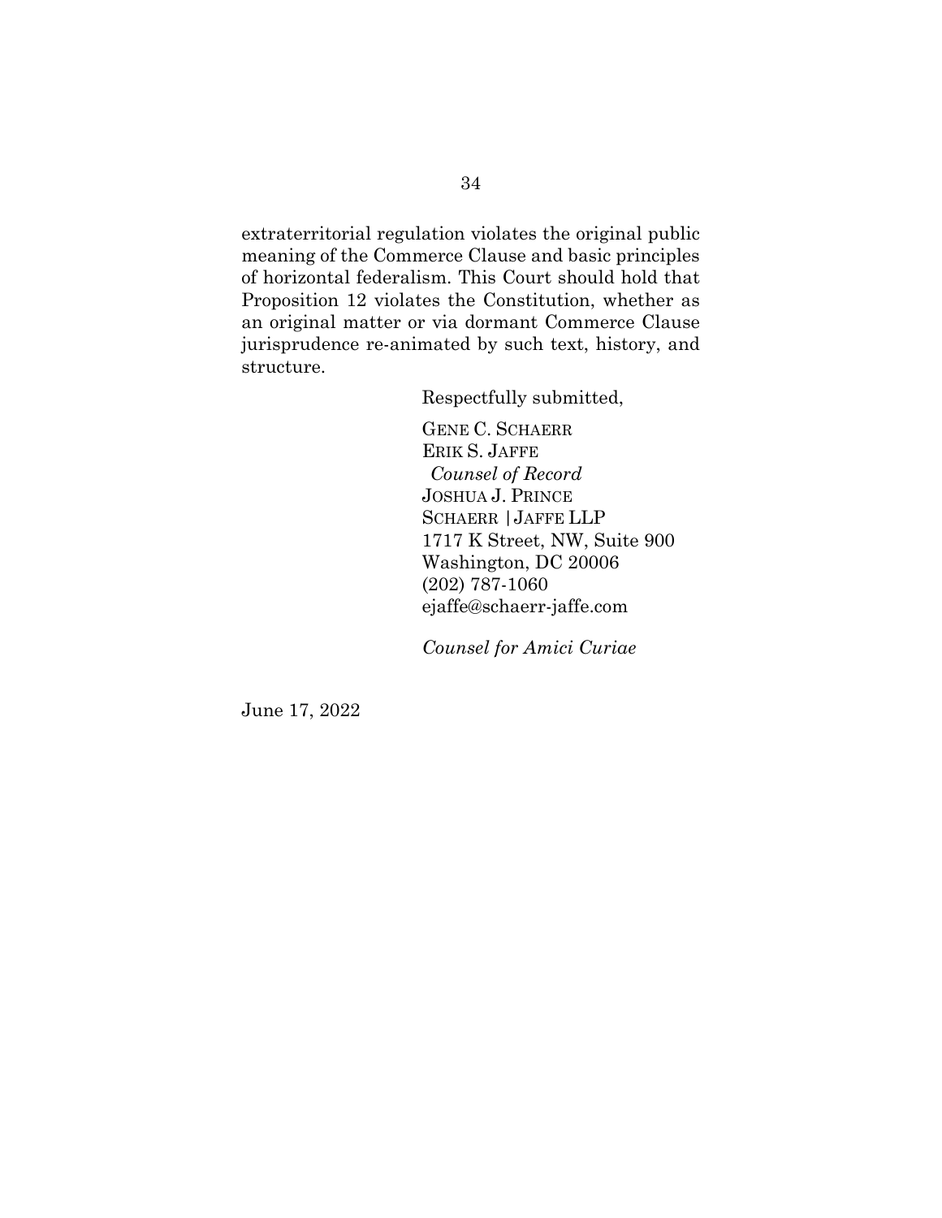extraterritorial regulation violates the original public meaning of the Commerce Clause and basic principles of horizontal federalism. This Court should hold that Proposition 12 violates the Constitution, whether as an original matter or via dormant Commerce Clause jurisprudence re-animated by such text, history, and structure.

Respectfully submitted,

GENE C. SCHAERR
ERIK S. JAFFE
*Counsel of Record*
JOSHUA J. PRINCE
SCHAERR | JAFFE LLP
1717 K Street, NW, Suite 900
Washington, DC 20006
(202) 787-1060
ejaffe@schaerr-jaffe.com

*Counsel for Amici Curiae*

June 17, 2022